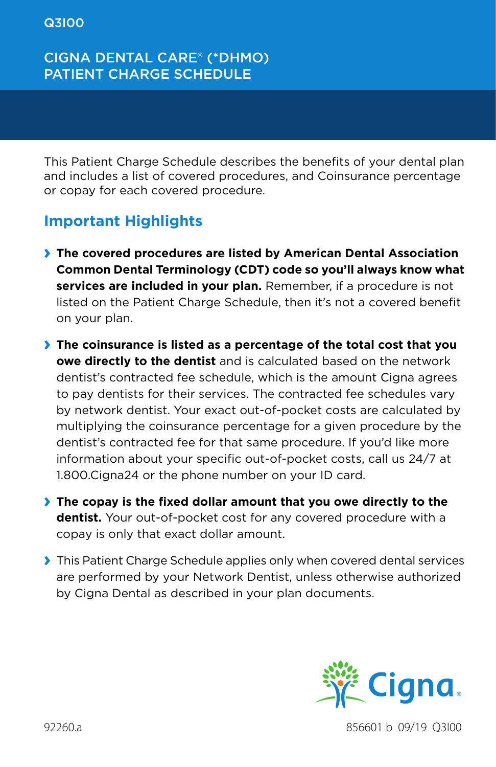Q3100

# CIGNA DENTAL CARE® (*DHMO) PATIENT CHARGE SCHEDULE

This Patient Charge Schedule describes the benefits of your dental plan and includes a list of covered procedures, and Coinsurance percentage or copay for each covered procedure.

## Important Highlights

- **The covered procedures are listed by American Dental Association Common Dental Terminology (CDT) code so you'll always know what services are included in your plan.** Remember, if a procedure is not listed on the Patient Charge Schedule, then it's not a covered benefit on your plan.
- **The coinsurance is listed as a percentage of the total cost that you owe directly to the dentist** and is calculated based on the network dentist's contracted fee schedule, which is the amount Cigna agrees to pay dentists for their services. The contracted fee schedules vary by network dentist. Your exact out-of-pocket costs are calculated by multiplying the coinsurance percentage for a given procedure by the dentist's contracted fee for that same procedure. If you'd like more information about your specific out-of-pocket costs, call us 24/7 at 1.800.Cigna24 or the phone number on your ID card.
- **The copay is the fixed dollar amount that you owe directly to the dentist.** Your out-of-pocket cost for any covered procedure with a copay is only that exact dollar amount.
- This Patient Charge Schedule applies only when covered dental services are performed by your Network Dentist, unless otherwise authorized by Cigna Dental as described in your plan documents.

Cigna.

92260.a

856601 b 09/19 Q3100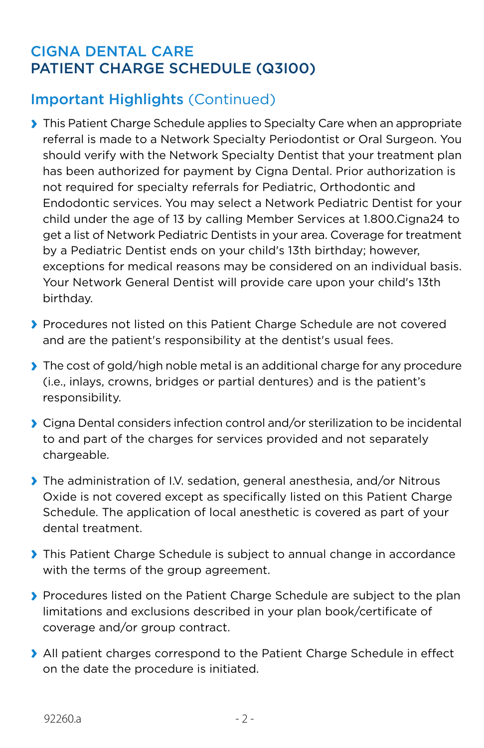# CIGNA DENTAL CARE
# PATIENT CHARGE SCHEDULE (Q3I00)

## Important Highlights (Continued)

- This Patient Charge Schedule applies to Specialty Care when an appropriate referral is made to a Network Specialty Periodontist or Oral Surgeon. You should verify with the Network Specialty Dentist that your treatment plan has been authorized for payment by Cigna Dental. Prior authorization is not required for specialty referrals for Pediatric, Orthodontic and Endodontic services. You may select a Network Pediatric Dentist for your child under the age of 13 by calling Member Services at 1.800.Cigna24 to get a list of Network Pediatric Dentists in your area. Coverage for treatment by a Pediatric Dentist ends on your child's 13th birthday; however, exceptions for medical reasons may be considered on an individual basis. Your Network General Dentist will provide care upon your child's 13th birthday.
- Procedures not listed on this Patient Charge Schedule are not covered and are the patient's responsibility at the dentist's usual fees.
- The cost of gold/high noble metal is an additional charge for any procedure (i.e., inlays, crowns, bridges or partial dentures) and is the patient's responsibility.
- Cigna Dental considers infection control and/or sterilization to be incidental to and part of the charges for services provided and not separately chargeable.
- The administration of I.V. sedation, general anesthesia, and/or Nitrous Oxide is not covered except as specifically listed on this Patient Charge Schedule. The application of local anesthetic is covered as part of your dental treatment.
- This Patient Charge Schedule is subject to annual change in accordance with the terms of the group agreement.
- Procedures listed on the Patient Charge Schedule are subject to the plan limitations and exclusions described in your plan book/certificate of coverage and/or group contract.
- All patient charges correspond to the Patient Charge Schedule in effect on the date the procedure is initiated.

92260.a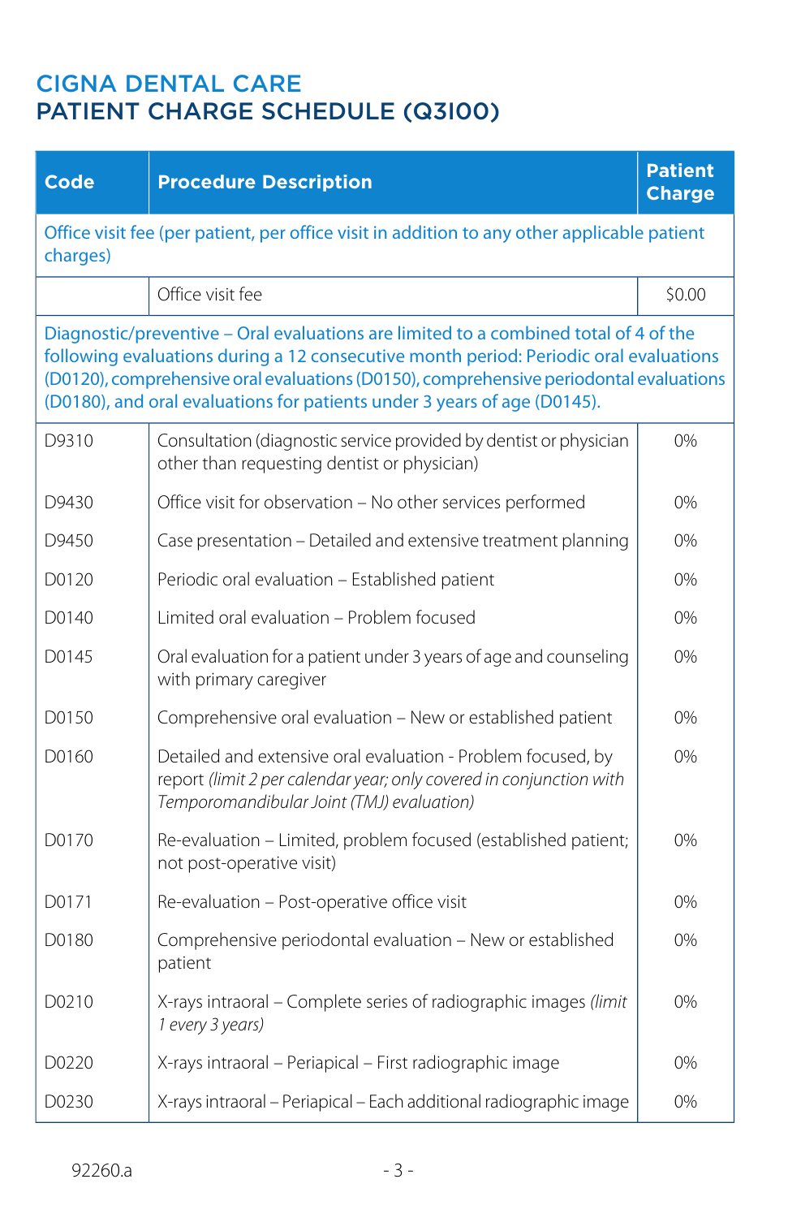# CIGNA DENTAL CARE
# PATIENT CHARGE SCHEDULE (Q3100)

| Code | Procedure Description | Patient Charge |
|---|---|---|
| Office visit fee (per patient, per office visit in addition to any other applicable patient charges) | | |
| | Office visit fee | $0.00 |
| Diagnostic/preventive – Oral evaluations are limited to a combined total of 4 of the following evaluations during a 12 consecutive month period: Periodic oral evaluations (D0120), comprehensive oral evaluations (D0150), comprehensive periodontal evaluations (D0180), and oral evaluations for patients under 3 years of age (D0145). | | |
| D9310 | Consultation (diagnostic service provided by dentist or physician other than requesting dentist or physician) | 0% |
| D9430 | Office visit for observation – No other services performed | 0% |
| D9450 | Case presentation – Detailed and extensive treatment planning | 0% |
| D0120 | Periodic oral evaluation – Established patient | 0% |
| D0140 | Limited oral evaluation – Problem focused | 0% |
| D0145 | Oral evaluation for a patient under 3 years of age and counseling with primary caregiver | 0% |
| D0150 | Comprehensive oral evaluation – New or established patient | 0% |
| D0160 | Detailed and extensive oral evaluation - Problem focused, by report *(limit 2 per calendar year; only covered in conjunction with Temporomandibular Joint (TMJ) evaluation)* | 0% |
| D0170 | Re-evaluation – Limited, problem focused (established patient; not post-operative visit) | 0% |
| D0171 | Re-evaluation – Post-operative office visit | 0% |
| D0180 | Comprehensive periodontal evaluation – New or established patient | 0% |
| D0210 | X-rays intraoral – Complete series of radiographic images *(limit 1 every 3 years)* | 0% |
| D0220 | X-rays intraoral – Periapical – First radiographic image | 0% |
| D0230 | X-rays intraoral – Periapical – Each additional radiographic image | 0% |

92260.a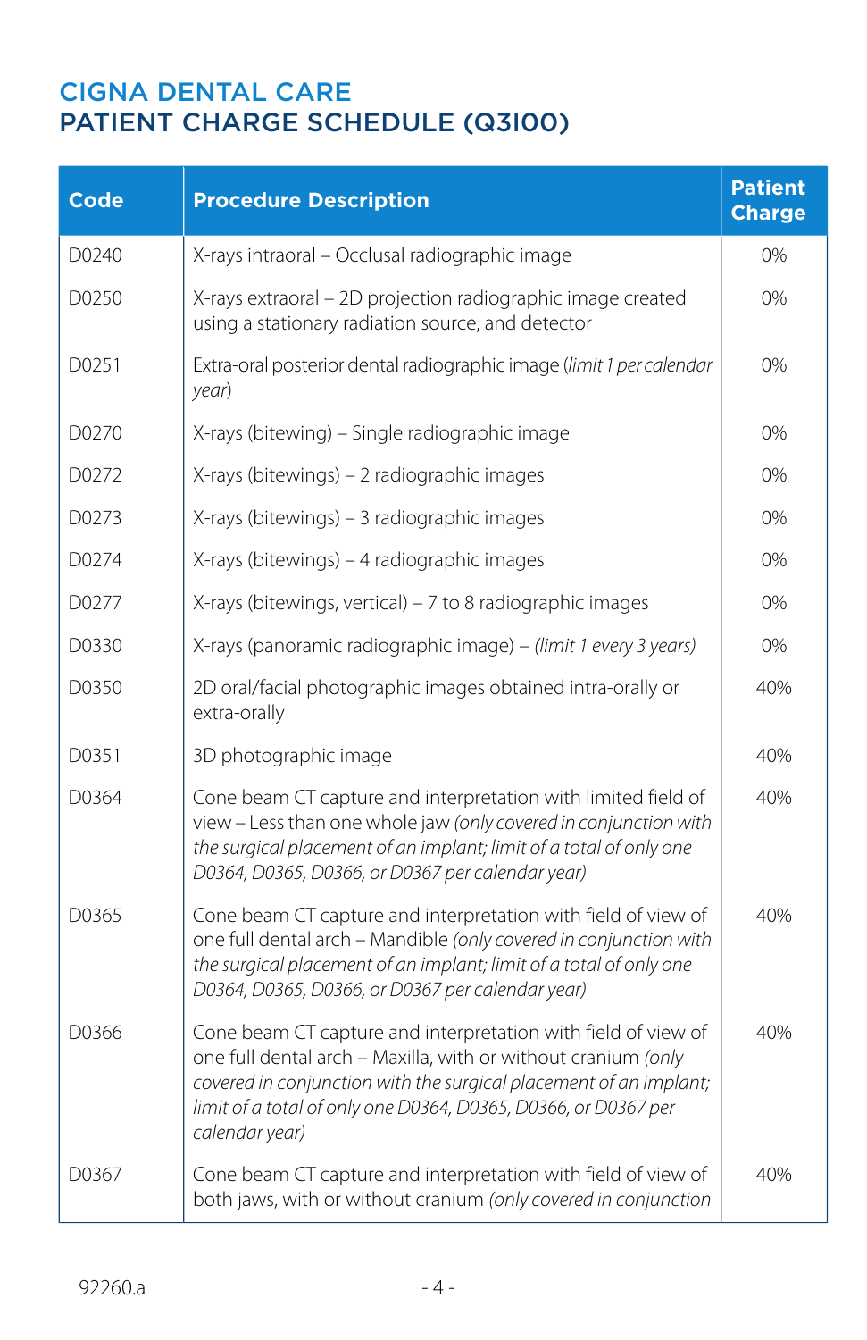# CIGNA DENTAL CARE
## PATIENT CHARGE SCHEDULE (Q3100)

| Code | Procedure Description | Patient Charge |
|---|---|---|
| D0240 | X-rays intraoral – Occlusal radiographic image | 0% |
| D0250 | X-rays extraoral – 2D projection radiographic image created using a stationary radiation source, and detector | 0% |
| D0251 | Extra-oral posterior dental radiographic image *(limit 1 per calendar year)* | 0% |
| D0270 | X-rays (bitewing) – Single radiographic image | 0% |
| D0272 | X-rays (bitewings) – 2 radiographic images | 0% |
| D0273 | X-rays (bitewings) – 3 radiographic images | 0% |
| D0274 | X-rays (bitewings) – 4 radiographic images | 0% |
| D0277 | X-rays (bitewings, vertical) – 7 to 8 radiographic images | 0% |
| D0330 | X-rays (panoramic radiographic image) – *(limit 1 every 3 years)* | 0% |
| D0350 | 2D oral/facial photographic images obtained intra-orally or extra-orally | 40% |
| D0351 | 3D photographic image | 40% |
| D0364 | Cone beam CT capture and interpretation with limited field of view – Less than one whole jaw *(only covered in conjunction with the surgical placement of an implant; limit of a total of only one D0364, D0365, D0366, or D0367 per calendar year)* | 40% |
| D0365 | Cone beam CT capture and interpretation with field of view of one full dental arch – Mandible *(only covered in conjunction with the surgical placement of an implant; limit of a total of only one D0364, D0365, D0366, or D0367 per calendar year)* | 40% |
| D0366 | Cone beam CT capture and interpretation with field of view of one full dental arch – Maxilla, with or without cranium *(only covered in conjunction with the surgical placement of an implant; limit of a total of only one D0364, D0365, D0366, or D0367 per calendar year)* | 40% |
| D0367 | Cone beam CT capture and interpretation with field of view of both jaws, with or without cranium *(only covered in conjunction* | 40% |

92260.a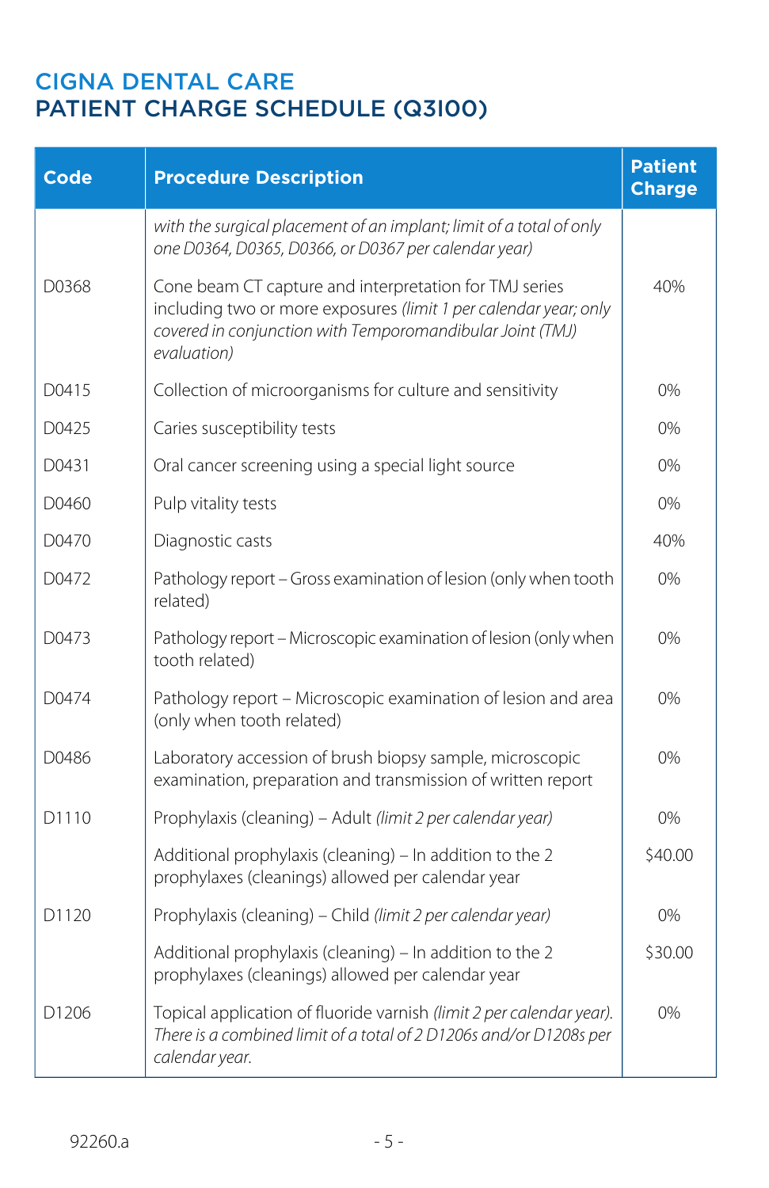# CIGNA DENTAL CARE
## PATIENT CHARGE SCHEDULE (Q3100)

| Code | Procedure Description | Patient Charge |
|---|---|---|
| | *with the surgical placement of an implant; limit of a total of only one D0364, D0365, D0366, or D0367 per calendar year)* | |
| D0368 | Cone beam CT capture and interpretation for TMJ series including two or more exposures *(limit 1 per calendar year; only covered in conjunction with Temporomandibular Joint (TMJ) evaluation)* | 40% |
| D0415 | Collection of microorganisms for culture and sensitivity | 0% |
| D0425 | Caries susceptibility tests | 0% |
| D0431 | Oral cancer screening using a special light source | 0% |
| D0460 | Pulp vitality tests | 0% |
| D0470 | Diagnostic casts | 40% |
| D0472 | Pathology report – Gross examination of lesion (only when tooth related) | 0% |
| D0473 | Pathology report – Microscopic examination of lesion (only when tooth related) | 0% |
| D0474 | Pathology report – Microscopic examination of lesion and area (only when tooth related) | 0% |
| D0486 | Laboratory accession of brush biopsy sample, microscopic examination, preparation and transmission of written report | 0% |
| D1110 | Prophylaxis (cleaning) – Adult *(limit 2 per calendar year)* | 0% |
| | Additional prophylaxis (cleaning) – In addition to the 2 prophylaxes (cleanings) allowed per calendar year | $40.00 |
| D1120 | Prophylaxis (cleaning) – Child *(limit 2 per calendar year)* | 0% |
| | Additional prophylaxis (cleaning) – In addition to the 2 prophylaxes (cleanings) allowed per calendar year | $30.00 |
| D1206 | Topical application of fluoride varnish *(limit 2 per calendar year). There is a combined limit of a total of 2 D1206s and/or D1208s per calendar year.* | 0% |

92260.a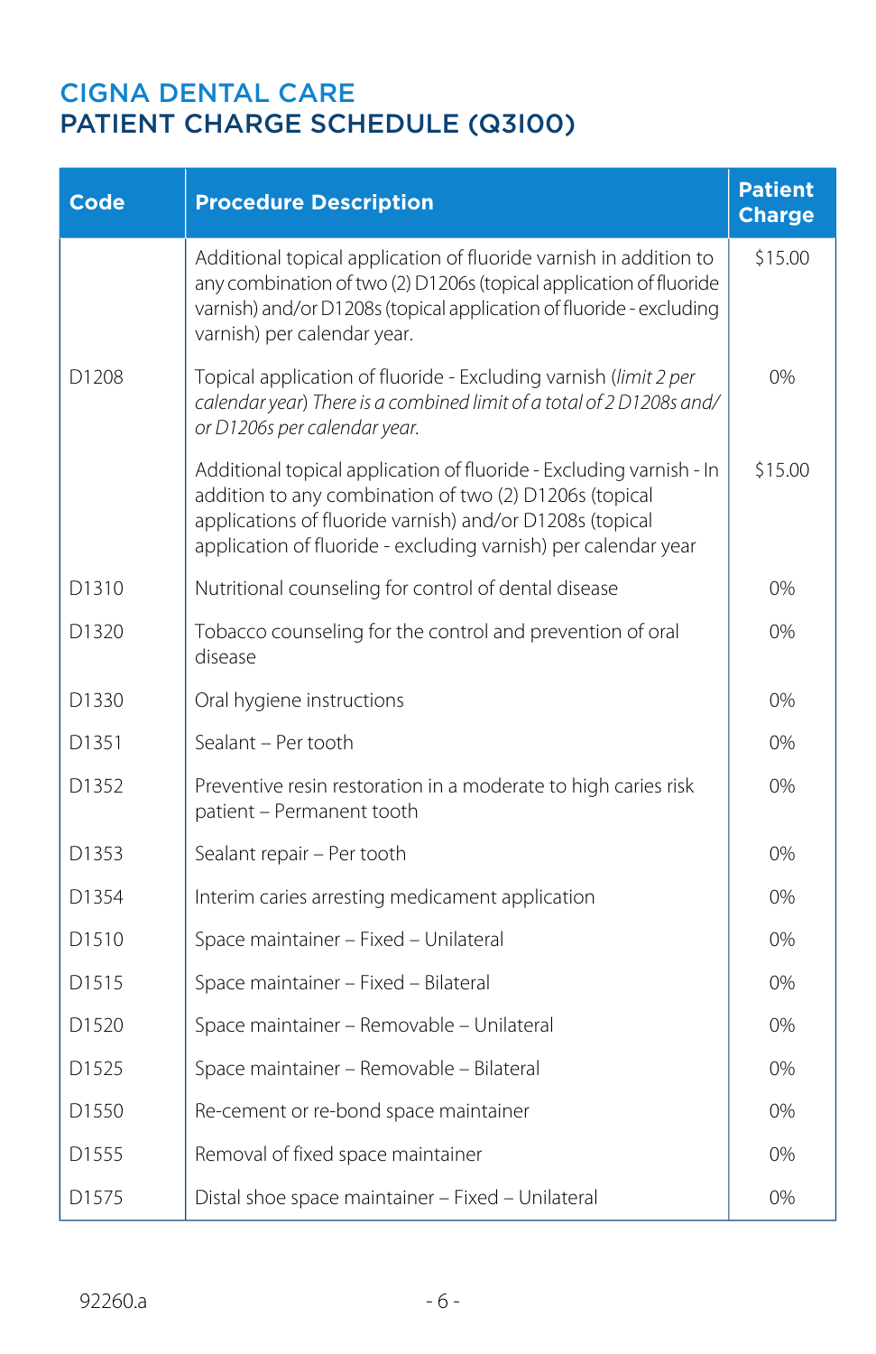# CIGNA DENTAL CARE
## PATIENT CHARGE SCHEDULE (Q3100)

| Code | Procedure Description | Patient Charge |
|---|---|---|
| | Additional topical application of fluoride varnish in addition to any combination of two (2) D1206s (topical application of fluoride varnish) and/or D1208s (topical application of fluoride - excluding varnish) per calendar year. | $15.00 |
| D1208 | Topical application of fluoride - Excluding varnish (*limit 2 per calendar year) There is a combined limit of a total of 2 D1208s and/or D1206s per calendar year.* | 0% |
| | Additional topical application of fluoride - Excluding varnish - In addition to any combination of two (2) D1206s (topical applications of fluoride varnish) and/or D1208s (topical application of fluoride - excluding varnish) per calendar year | $15.00 |
| D1310 | Nutritional counseling for control of dental disease | 0% |
| D1320 | Tobacco counseling for the control and prevention of oral disease | 0% |
| D1330 | Oral hygiene instructions | 0% |
| D1351 | Sealant – Per tooth | 0% |
| D1352 | Preventive resin restoration in a moderate to high caries risk patient – Permanent tooth | 0% |
| D1353 | Sealant repair – Per tooth | 0% |
| D1354 | Interim caries arresting medicament application | 0% |
| D1510 | Space maintainer – Fixed – Unilateral | 0% |
| D1515 | Space maintainer – Fixed – Bilateral | 0% |
| D1520 | Space maintainer – Removable – Unilateral | 0% |
| D1525 | Space maintainer – Removable – Bilateral | 0% |
| D1550 | Re-cement or re-bond space maintainer | 0% |
| D1555 | Removal of fixed space maintainer | 0% |
| D1575 | Distal shoe space maintainer – Fixed – Unilateral | 0% |

92260.a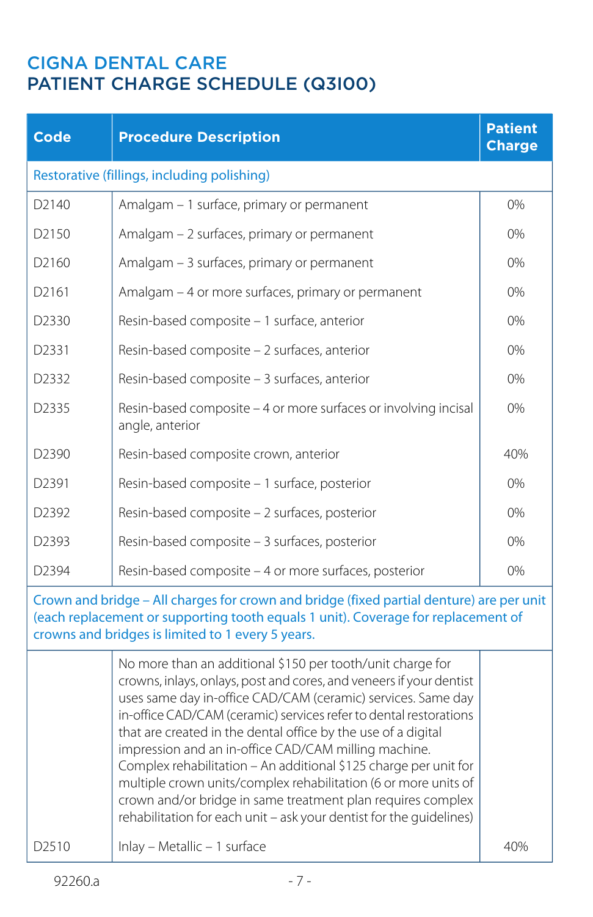# CIGNA DENTAL CARE
## PATIENT CHARGE SCHEDULE (Q3100)

| Code | Procedure Description | Patient Charge |
|---|---|---|
| Restorative (fillings, including polishing) | | |
| D2140 | Amalgam – 1 surface, primary or permanent | 0% |
| D2150 | Amalgam – 2 surfaces, primary or permanent | 0% |
| D2160 | Amalgam – 3 surfaces, primary or permanent | 0% |
| D2161 | Amalgam – 4 or more surfaces, primary or permanent | 0% |
| D2330 | Resin-based composite – 1 surface, anterior | 0% |
| D2331 | Resin-based composite – 2 surfaces, anterior | 0% |
| D2332 | Resin-based composite – 3 surfaces, anterior | 0% |
| D2335 | Resin-based composite – 4 or more surfaces or involving incisal angle, anterior | 0% |
| D2390 | Resin-based composite crown, anterior | 40% |
| D2391 | Resin-based composite – 1 surface, posterior | 0% |
| D2392 | Resin-based composite – 2 surfaces, posterior | 0% |
| D2393 | Resin-based composite – 3 surfaces, posterior | 0% |
| D2394 | Resin-based composite – 4 or more surfaces, posterior | 0% |
| Crown and bridge – All charges for crown and bridge (fixed partial denture) are per unit (each replacement or supporting tooth equals 1 unit). Coverage for replacement of crowns and bridges is limited to 1 every 5 years. | | |
| | No more than an additional $150 per tooth/unit charge for crowns, inlays, onlays, post and cores, and veneers if your dentist uses same day in-office CAD/CAM (ceramic) services. Same day in-office CAD/CAM (ceramic) services refer to dental restorations that are created in the dental office by the use of a digital impression and an in-office CAD/CAM milling machine. Complex rehabilitation – An additional $125 charge per unit for multiple crown units/complex rehabilitation (6 or more units of crown and/or bridge in same treatment plan requires complex rehabilitation for each unit – ask your dentist for the guidelines) | |
| D2510 | Inlay – Metallic – 1 surface | 40% |

92260.a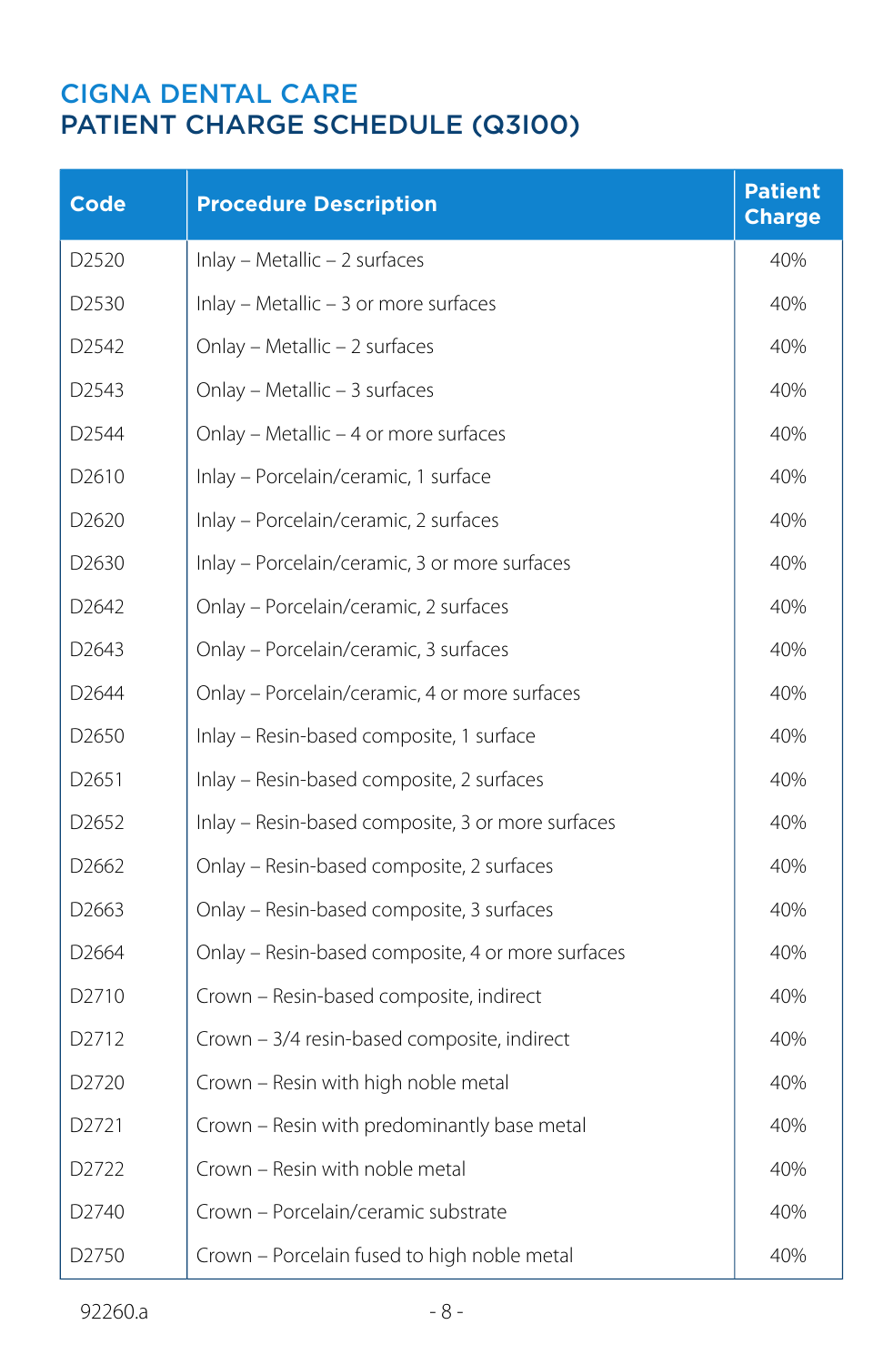# CIGNA DENTAL CARE
## PATIENT CHARGE SCHEDULE (Q3100)

| Code | Procedure Description | Patient Charge |
|---|---|---|
| D2520 | Inlay – Metallic – 2 surfaces | 40% |
| D2530 | Inlay – Metallic – 3 or more surfaces | 40% |
| D2542 | Onlay – Metallic – 2 surfaces | 40% |
| D2543 | Onlay – Metallic – 3 surfaces | 40% |
| D2544 | Onlay – Metallic – 4 or more surfaces | 40% |
| D2610 | Inlay – Porcelain/ceramic, 1 surface | 40% |
| D2620 | Inlay – Porcelain/ceramic, 2 surfaces | 40% |
| D2630 | Inlay – Porcelain/ceramic, 3 or more surfaces | 40% |
| D2642 | Onlay – Porcelain/ceramic, 2 surfaces | 40% |
| D2643 | Onlay – Porcelain/ceramic, 3 surfaces | 40% |
| D2644 | Onlay – Porcelain/ceramic, 4 or more surfaces | 40% |
| D2650 | Inlay – Resin-based composite, 1 surface | 40% |
| D2651 | Inlay – Resin-based composite, 2 surfaces | 40% |
| D2652 | Inlay – Resin-based composite, 3 or more surfaces | 40% |
| D2662 | Onlay – Resin-based composite, 2 surfaces | 40% |
| D2663 | Onlay – Resin-based composite, 3 surfaces | 40% |
| D2664 | Onlay – Resin-based composite, 4 or more surfaces | 40% |
| D2710 | Crown – Resin-based composite, indirect | 40% |
| D2712 | Crown – 3/4 resin-based composite, indirect | 40% |
| D2720 | Crown – Resin with high noble metal | 40% |
| D2721 | Crown – Resin with predominantly base metal | 40% |
| D2722 | Crown – Resin with noble metal | 40% |
| D2740 | Crown – Porcelain/ceramic substrate | 40% |
| D2750 | Crown – Porcelain fused to high noble metal | 40% |

92260.a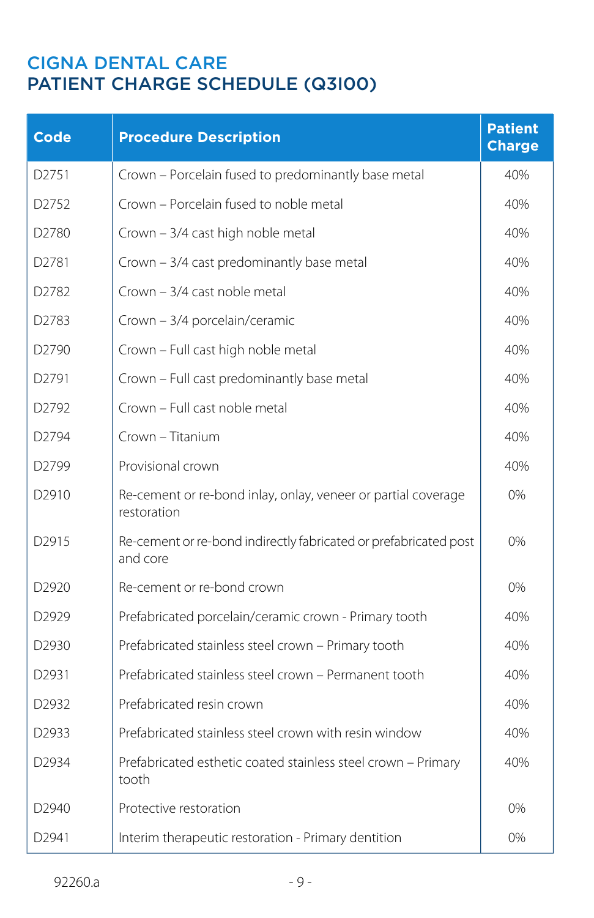# CIGNA DENTAL CARE
## PATIENT CHARGE SCHEDULE (Q3100)

| Code | Procedure Description | Patient Charge |
|---|---|---|
| D2751 | Crown – Porcelain fused to predominantly base metal | 40% |
| D2752 | Crown – Porcelain fused to noble metal | 40% |
| D2780 | Crown – 3/4 cast high noble metal | 40% |
| D2781 | Crown – 3/4 cast predominantly base metal | 40% |
| D2782 | Crown – 3/4 cast noble metal | 40% |
| D2783 | Crown – 3/4 porcelain/ceramic | 40% |
| D2790 | Crown – Full cast high noble metal | 40% |
| D2791 | Crown – Full cast predominantly base metal | 40% |
| D2792 | Crown – Full cast noble metal | 40% |
| D2794 | Crown – Titanium | 40% |
| D2799 | Provisional crown | 40% |
| D2910 | Re-cement or re-bond inlay, onlay, veneer or partial coverage restoration | 0% |
| D2915 | Re-cement or re-bond indirectly fabricated or prefabricated post and core | 0% |
| D2920 | Re-cement or re-bond crown | 0% |
| D2929 | Prefabricated porcelain/ceramic crown - Primary tooth | 40% |
| D2930 | Prefabricated stainless steel crown – Primary tooth | 40% |
| D2931 | Prefabricated stainless steel crown – Permanent tooth | 40% |
| D2932 | Prefabricated resin crown | 40% |
| D2933 | Prefabricated stainless steel crown with resin window | 40% |
| D2934 | Prefabricated esthetic coated stainless steel crown – Primary tooth | 40% |
| D2940 | Protective restoration | 0% |
| D2941 | Interim therapeutic restoration - Primary dentition | 0% |

92260.a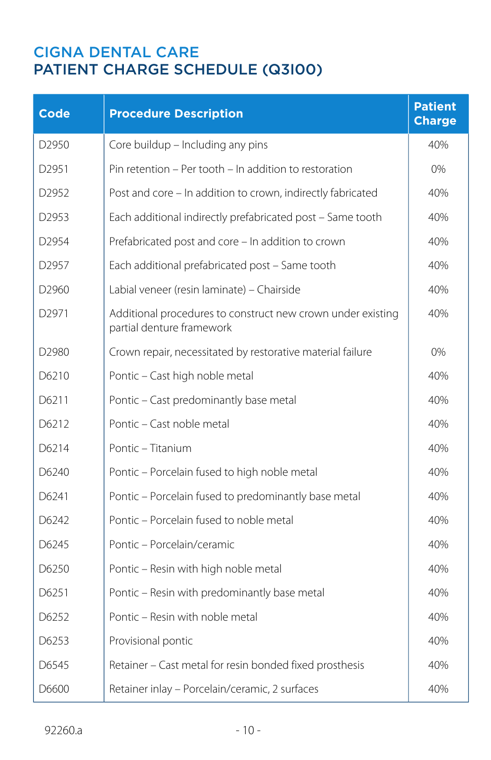# CIGNA DENTAL CARE
## PATIENT CHARGE SCHEDULE (Q3100)

| Code | Procedure Description | Patient Charge |
|---|---|---|
| D2950 | Core buildup – Including any pins | 40% |
| D2951 | Pin retention – Per tooth – In addition to restoration | 0% |
| D2952 | Post and core – In addition to crown, indirectly fabricated | 40% |
| D2953 | Each additional indirectly prefabricated post – Same tooth | 40% |
| D2954 | Prefabricated post and core – In addition to crown | 40% |
| D2957 | Each additional prefabricated post – Same tooth | 40% |
| D2960 | Labial veneer (resin laminate) – Chairside | 40% |
| D2971 | Additional procedures to construct new crown under existing partial denture framework | 40% |
| D2980 | Crown repair, necessitated by restorative material failure | 0% |
| D6210 | Pontic – Cast high noble metal | 40% |
| D6211 | Pontic – Cast predominantly base metal | 40% |
| D6212 | Pontic – Cast noble metal | 40% |
| D6214 | Pontic – Titanium | 40% |
| D6240 | Pontic – Porcelain fused to high noble metal | 40% |
| D6241 | Pontic – Porcelain fused to predominantly base metal | 40% |
| D6242 | Pontic – Porcelain fused to noble metal | 40% |
| D6245 | Pontic – Porcelain/ceramic | 40% |
| D6250 | Pontic – Resin with high noble metal | 40% |
| D6251 | Pontic – Resin with predominantly base metal | 40% |
| D6252 | Pontic – Resin with noble metal | 40% |
| D6253 | Provisional pontic | 40% |
| D6545 | Retainer – Cast metal for resin bonded fixed prosthesis | 40% |
| D6600 | Retainer inlay – Porcelain/ceramic, 2 surfaces | 40% |

92260.a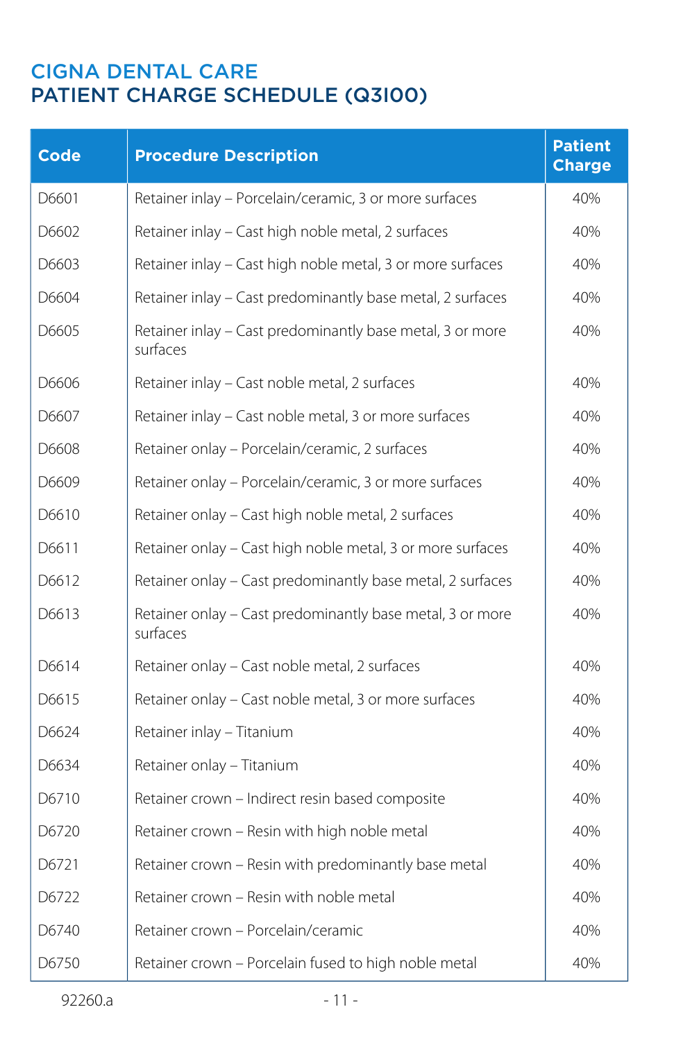# CIGNA DENTAL CARE
## PATIENT CHARGE SCHEDULE (Q3100)

| Code | Procedure Description | Patient Charge |
|---|---|---|
| D6601 | Retainer inlay – Porcelain/ceramic, 3 or more surfaces | 40% |
| D6602 | Retainer inlay – Cast high noble metal, 2 surfaces | 40% |
| D6603 | Retainer inlay – Cast high noble metal, 3 or more surfaces | 40% |
| D6604 | Retainer inlay – Cast predominantly base metal, 2 surfaces | 40% |
| D6605 | Retainer inlay – Cast predominantly base metal, 3 or more surfaces | 40% |
| D6606 | Retainer inlay – Cast noble metal, 2 surfaces | 40% |
| D6607 | Retainer inlay – Cast noble metal, 3 or more surfaces | 40% |
| D6608 | Retainer onlay – Porcelain/ceramic, 2 surfaces | 40% |
| D6609 | Retainer onlay – Porcelain/ceramic, 3 or more surfaces | 40% |
| D6610 | Retainer onlay – Cast high noble metal, 2 surfaces | 40% |
| D6611 | Retainer onlay – Cast high noble metal, 3 or more surfaces | 40% |
| D6612 | Retainer onlay – Cast predominantly base metal, 2 surfaces | 40% |
| D6613 | Retainer onlay – Cast predominantly base metal, 3 or more surfaces | 40% |
| D6614 | Retainer onlay – Cast noble metal, 2 surfaces | 40% |
| D6615 | Retainer onlay – Cast noble metal, 3 or more surfaces | 40% |
| D6624 | Retainer inlay – Titanium | 40% |
| D6634 | Retainer onlay – Titanium | 40% |
| D6710 | Retainer crown – Indirect resin based composite | 40% |
| D6720 | Retainer crown – Resin with high noble metal | 40% |
| D6721 | Retainer crown – Resin with predominantly base metal | 40% |
| D6722 | Retainer crown – Resin with noble metal | 40% |
| D6740 | Retainer crown – Porcelain/ceramic | 40% |
| D6750 | Retainer crown – Porcelain fused to high noble metal | 40% |

92260.a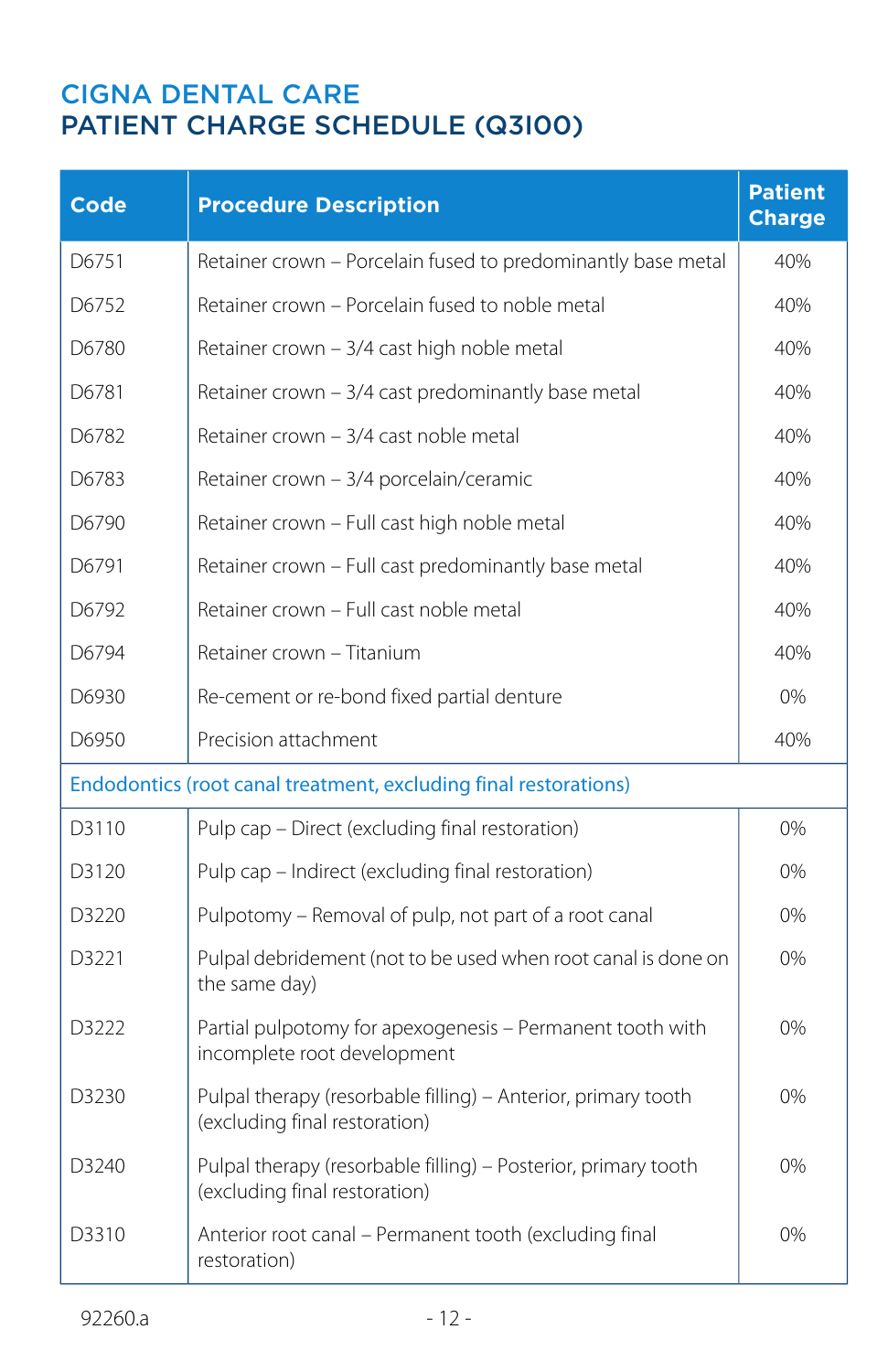# CIGNA DENTAL CARE
## PATIENT CHARGE SCHEDULE (Q3100)

| Code | Procedure Description | Patient Charge |
|---|---|---|
| D6751 | Retainer crown – Porcelain fused to predominantly base metal | 40% |
| D6752 | Retainer crown – Porcelain fused to noble metal | 40% |
| D6780 | Retainer crown – 3/4 cast high noble metal | 40% |
| D6781 | Retainer crown – 3/4 cast predominantly base metal | 40% |
| D6782 | Retainer crown – 3/4 cast noble metal | 40% |
| D6783 | Retainer crown – 3/4 porcelain/ceramic | 40% |
| D6790 | Retainer crown – Full cast high noble metal | 40% |
| D6791 | Retainer crown – Full cast predominantly base metal | 40% |
| D6792 | Retainer crown – Full cast noble metal | 40% |
| D6794 | Retainer crown – Titanium | 40% |
| D6930 | Re-cement or re-bond fixed partial denture | 0% |
| D6950 | Precision attachment | 40% |
| **Endodontics (root canal treatment, excluding final restorations)** | | |
| D3110 | Pulp cap – Direct (excluding final restoration) | 0% |
| D3120 | Pulp cap – Indirect (excluding final restoration) | 0% |
| D3220 | Pulpotomy – Removal of pulp, not part of a root canal | 0% |
| D3221 | Pulpal debridement (not to be used when root canal is done on the same day) | 0% |
| D3222 | Partial pulpotomy for apexogenesis – Permanent tooth with incomplete root development | 0% |
| D3230 | Pulpal therapy (resorbable filling) – Anterior, primary tooth (excluding final restoration) | 0% |
| D3240 | Pulpal therapy (resorbable filling) – Posterior, primary tooth (excluding final restoration) | 0% |
| D3310 | Anterior root canal – Permanent tooth (excluding final restoration) | 0% |

92260.a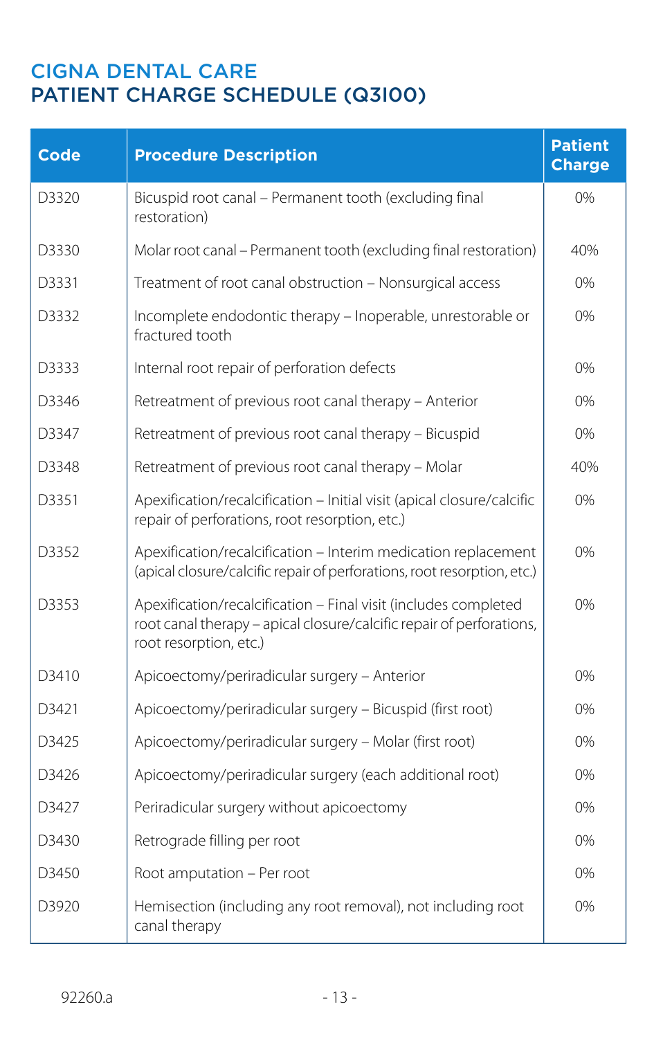# CIGNA DENTAL CARE
## PATIENT CHARGE SCHEDULE (Q3100)

| Code | Procedure Description | Patient Charge |
|---|---|---|
| D3320 | Bicuspid root canal – Permanent tooth (excluding final restoration) | 0% |
| D3330 | Molar root canal – Permanent tooth (excluding final restoration) | 40% |
| D3331 | Treatment of root canal obstruction – Nonsurgical access | 0% |
| D3332 | Incomplete endodontic therapy – Inoperable, unrestorable or fractured tooth | 0% |
| D3333 | Internal root repair of perforation defects | 0% |
| D3346 | Retreatment of previous root canal therapy – Anterior | 0% |
| D3347 | Retreatment of previous root canal therapy – Bicuspid | 0% |
| D3348 | Retreatment of previous root canal therapy – Molar | 40% |
| D3351 | Apexification/recalcification – Initial visit (apical closure/calcific repair of perforations, root resorption, etc.) | 0% |
| D3352 | Apexification/recalcification – Interim medication replacement (apical closure/calcific repair of perforations, root resorption, etc.) | 0% |
| D3353 | Apexification/recalcification – Final visit (includes completed root canal therapy – apical closure/calcific repair of perforations, root resorption, etc.) | 0% |
| D3410 | Apicoectomy/periradicular surgery – Anterior | 0% |
| D3421 | Apicoectomy/periradicular surgery – Bicuspid (first root) | 0% |
| D3425 | Apicoectomy/periradicular surgery – Molar (first root) | 0% |
| D3426 | Apicoectomy/periradicular surgery (each additional root) | 0% |
| D3427 | Periradicular surgery without apicoectomy | 0% |
| D3430 | Retrograde filling per root | 0% |
| D3450 | Root amputation – Per root | 0% |
| D3920 | Hemisection (including any root removal), not including root canal therapy | 0% |

92260.a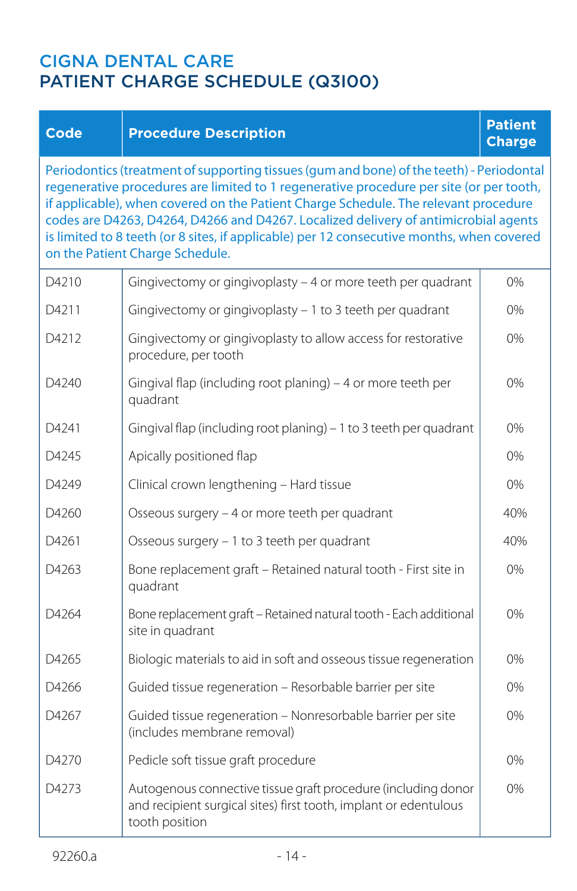# CIGNA DENTAL CARE
## PATIENT CHARGE SCHEDULE (Q3I00)

| Code | Procedure Description | Patient Charge |
|---|---|---|
| Periodontics (treatment of supporting tissues (gum and bone) of the teeth) - Periodontal regenerative procedures are limited to 1 regenerative procedure per site (or per tooth, if applicable), when covered on the Patient Charge Schedule. The relevant procedure codes are D4263, D4264, D4266 and D4267. Localized delivery of antimicrobial agents is limited to 8 teeth (or 8 sites, if applicable) per 12 consecutive months, when covered on the Patient Charge Schedule. | | |
| D4210 | Gingivectomy or gingivoplasty – 4 or more teeth per quadrant | 0% |
| D4211 | Gingivectomy or gingivoplasty – 1 to 3 teeth per quadrant | 0% |
| D4212 | Gingivectomy or gingivoplasty to allow access for restorative procedure, per tooth | 0% |
| D4240 | Gingival flap (including root planing) – 4 or more teeth per quadrant | 0% |
| D4241 | Gingival flap (including root planing) – 1 to 3 teeth per quadrant | 0% |
| D4245 | Apically positioned flap | 0% |
| D4249 | Clinical crown lengthening – Hard tissue | 0% |
| D4260 | Osseous surgery – 4 or more teeth per quadrant | 40% |
| D4261 | Osseous surgery – 1 to 3 teeth per quadrant | 40% |
| D4263 | Bone replacement graft – Retained natural tooth - First site in quadrant | 0% |
| D4264 | Bone replacement graft – Retained natural tooth - Each additional site in quadrant | 0% |
| D4265 | Biologic materials to aid in soft and osseous tissue regeneration | 0% |
| D4266 | Guided tissue regeneration – Resorbable barrier per site | 0% |
| D4267 | Guided tissue regeneration – Nonresorbable barrier per site (includes membrane removal) | 0% |
| D4270 | Pedicle soft tissue graft procedure | 0% |
| D4273 | Autogenous connective tissue graft procedure (including donor and recipient surgical sites) first tooth, implant or edentulous tooth position | 0% |

92260.a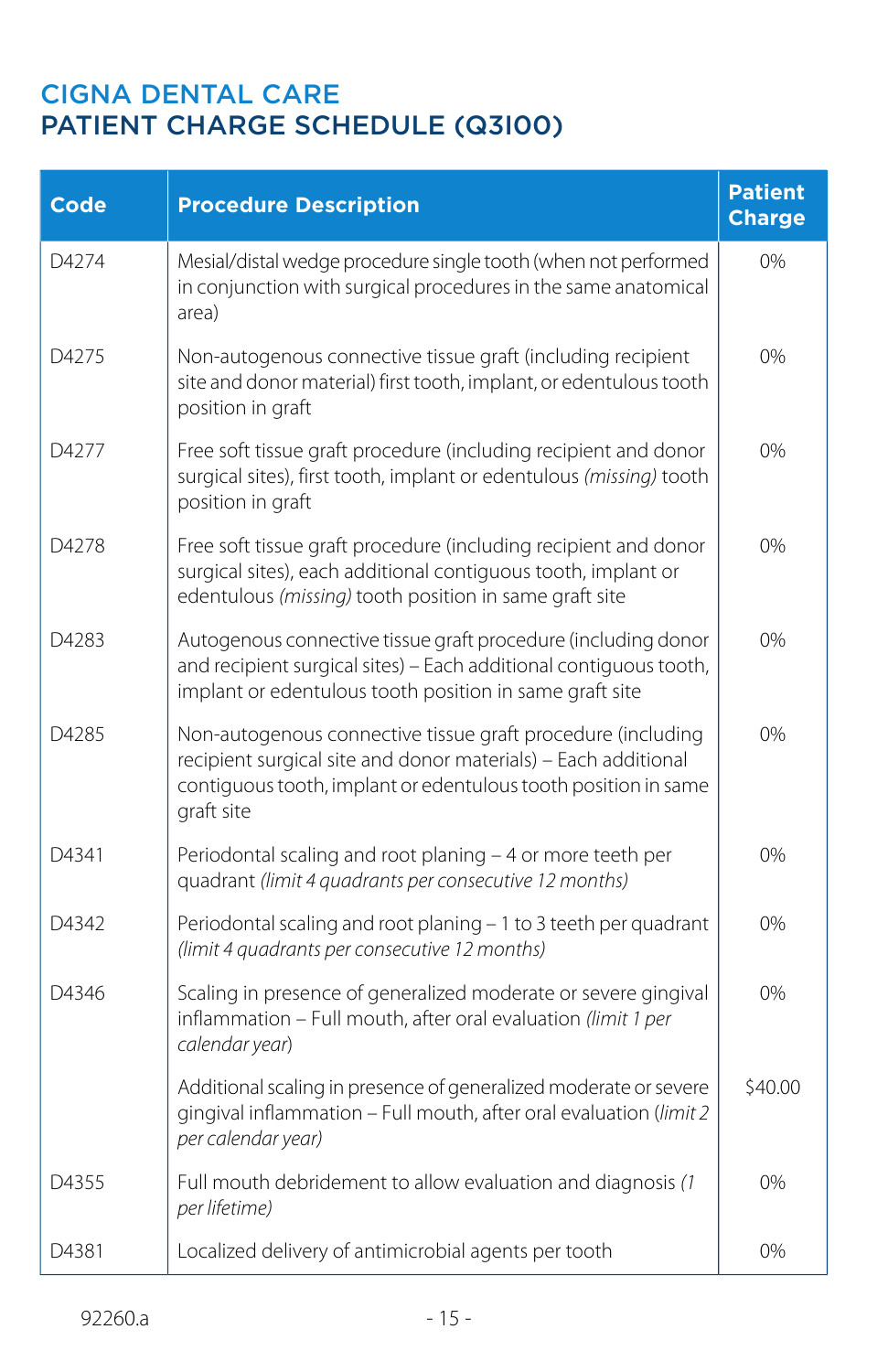# CIGNA DENTAL CARE
## PATIENT CHARGE SCHEDULE (Q3100)

| Code | Procedure Description | Patient Charge |
|---|---|---|
| D4274 | Mesial/distal wedge procedure single tooth (when not performed in conjunction with surgical procedures in the same anatomical area) | 0% |
| D4275 | Non-autogenous connective tissue graft (including recipient site and donor material) first tooth, implant, or edentulous tooth position in graft | 0% |
| D4277 | Free soft tissue graft procedure (including recipient and donor surgical sites), first tooth, implant or edentulous *(missing)* tooth position in graft | 0% |
| D4278 | Free soft tissue graft procedure (including recipient and donor surgical sites), each additional contiguous tooth, implant or edentulous *(missing)* tooth position in same graft site | 0% |
| D4283 | Autogenous connective tissue graft procedure (including donor and recipient surgical sites) – Each additional contiguous tooth, implant or edentulous tooth position in same graft site | 0% |
| D4285 | Non-autogenous connective tissue graft procedure (including recipient surgical site and donor materials) – Each additional contiguous tooth, implant or edentulous tooth position in same graft site | 0% |
| D4341 | Periodontal scaling and root planing – 4 or more teeth per quadrant *(limit 4 quadrants per consecutive 12 months)* | 0% |
| D4342 | Periodontal scaling and root planing – 1 to 3 teeth per quadrant *(limit 4 quadrants per consecutive 12 months)* | 0% |
| D4346 | Scaling in presence of generalized moderate or severe gingival inflammation – Full mouth, after oral evaluation *(limit 1 per calendar year)* | 0% |
| | Additional scaling in presence of generalized moderate or severe gingival inflammation – Full mouth, after oral evaluation (*limit 2 per calendar year)* | $40.00 |
| D4355 | Full mouth debridement to allow evaluation and diagnosis *(1 per lifetime)* | 0% |
| D4381 | Localized delivery of antimicrobial agents per tooth | 0% |

92260.a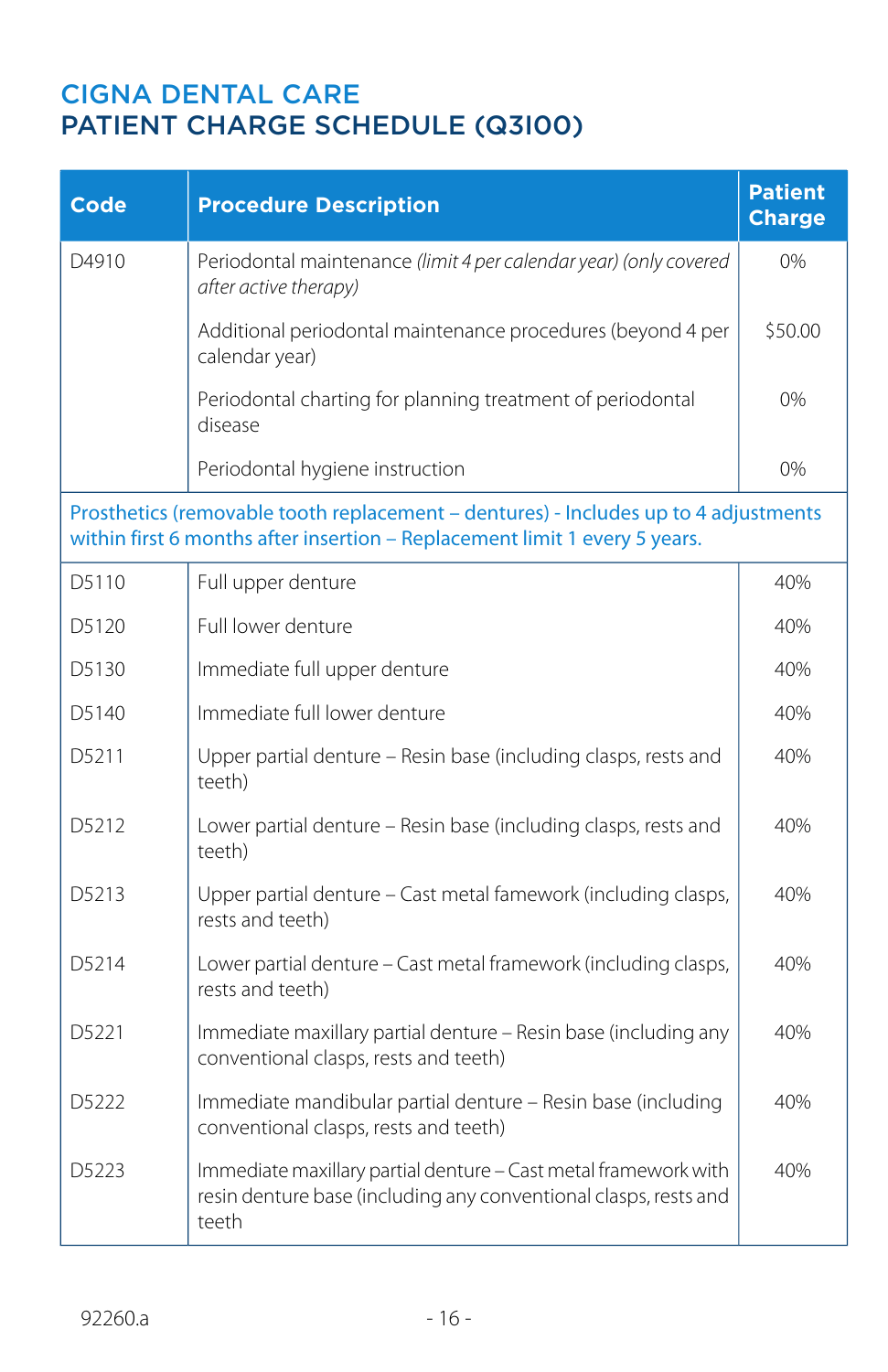# CIGNA DENTAL CARE
# PATIENT CHARGE SCHEDULE (Q3100)

| Code | Procedure Description | Patient Charge |
|---|---|---|
| D4910 | Periodontal maintenance *(limit 4 per calendar year) (only covered after active therapy)* | 0% |
| | Additional periodontal maintenance procedures (beyond 4 per calendar year) | $50.00 |
| | Periodontal charting for planning treatment of periodontal disease | 0% |
| | Periodontal hygiene instruction | 0% |
| Prosthetics (removable tooth replacement – dentures) - Includes up to 4 adjustments within first 6 months after insertion – Replacement limit 1 every 5 years. | | |
| D5110 | Full upper denture | 40% |
| D5120 | Full lower denture | 40% |
| D5130 | Immediate full upper denture | 40% |
| D5140 | Immediate full lower denture | 40% |
| D5211 | Upper partial denture – Resin base (including clasps, rests and teeth) | 40% |
| D5212 | Lower partial denture – Resin base (including clasps, rests and teeth) | 40% |
| D5213 | Upper partial denture – Cast metal famework (including clasps, rests and teeth) | 40% |
| D5214 | Lower partial denture – Cast metal framework (including clasps, rests and teeth) | 40% |
| D5221 | Immediate maxillary partial denture – Resin base (including any conventional clasps, rests and teeth) | 40% |
| D5222 | Immediate mandibular partial denture – Resin base (including conventional clasps, rests and teeth) | 40% |
| D5223 | Immediate maxillary partial denture – Cast metal framework with resin denture base (including any conventional clasps, rests and teeth | 40% |

92260.a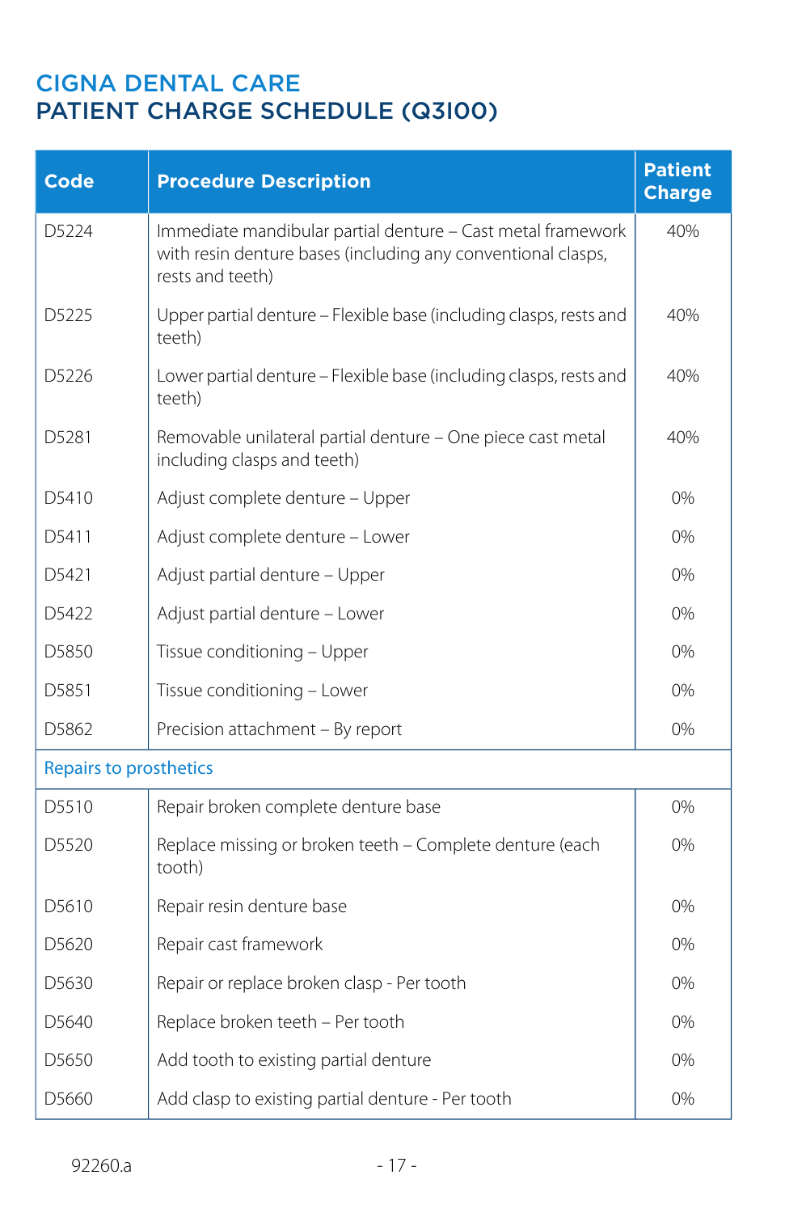# CIGNA DENTAL CARE
## PATIENT CHARGE SCHEDULE (Q3100)

| Code | Procedure Description | Patient Charge |
|---|---|---|
| D5224 | Immediate mandibular partial denture – Cast metal framework with resin denture bases (including any conventional clasps, rests and teeth) | 40% |
| D5225 | Upper partial denture – Flexible base (including clasps, rests and teeth) | 40% |
| D5226 | Lower partial denture – Flexible base (including clasps, rests and teeth) | 40% |
| D5281 | Removable unilateral partial denture – One piece cast metal including clasps and teeth) | 40% |
| D5410 | Adjust complete denture – Upper | 0% |
| D5411 | Adjust complete denture – Lower | 0% |
| D5421 | Adjust partial denture – Upper | 0% |
| D5422 | Adjust partial denture – Lower | 0% |
| D5850 | Tissue conditioning – Upper | 0% |
| D5851 | Tissue conditioning – Lower | 0% |
| D5862 | Precision attachment – By report | 0% |
| **Repairs to prosthetics** | | |
| D5510 | Repair broken complete denture base | 0% |
| D5520 | Replace missing or broken teeth – Complete denture (each tooth) | 0% |
| D5610 | Repair resin denture base | 0% |
| D5620 | Repair cast framework | 0% |
| D5630 | Repair or replace broken clasp - Per tooth | 0% |
| D5640 | Replace broken teeth – Per tooth | 0% |
| D5650 | Add tooth to existing partial denture | 0% |
| D5660 | Add clasp to existing partial denture - Per tooth | 0% |

92260.a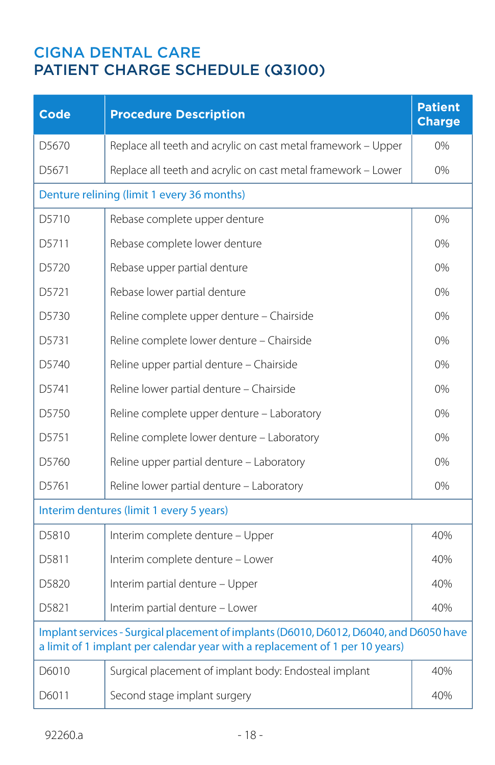# CIGNA DENTAL CARE
## PATIENT CHARGE SCHEDULE (Q3I00)

| Code | Procedure Description | Patient Charge |
|---|---|---|
| D5670 | Replace all teeth and acrylic on cast metal framework – Upper | 0% |
| D5671 | Replace all teeth and acrylic on cast metal framework – Lower | 0% |
| Denture relining (limit 1 every 36 months) | | |
| D5710 | Rebase complete upper denture | 0% |
| D5711 | Rebase complete lower denture | 0% |
| D5720 | Rebase upper partial denture | 0% |
| D5721 | Rebase lower partial denture | 0% |
| D5730 | Reline complete upper denture – Chairside | 0% |
| D5731 | Reline complete lower denture – Chairside | 0% |
| D5740 | Reline upper partial denture – Chairside | 0% |
| D5741 | Reline lower partial denture – Chairside | 0% |
| D5750 | Reline complete upper denture – Laboratory | 0% |
| D5751 | Reline complete lower denture – Laboratory | 0% |
| D5760 | Reline upper partial denture – Laboratory | 0% |
| D5761 | Reline lower partial denture – Laboratory | 0% |
| Interim dentures (limit 1 every 5 years) | | |
| D5810 | Interim complete denture – Upper | 40% |
| D5811 | Interim complete denture – Lower | 40% |
| D5820 | Interim partial denture – Upper | 40% |
| D5821 | Interim partial denture – Lower | 40% |
| Implant services - Surgical placement of implants (D6010, D6012, D6040, and D6050 have a limit of 1 implant per calendar year with a replacement of 1 per 10 years) | | |
| D6010 | Surgical placement of implant body: Endosteal implant | 40% |
| D6011 | Second stage implant surgery | 40% |

92260.a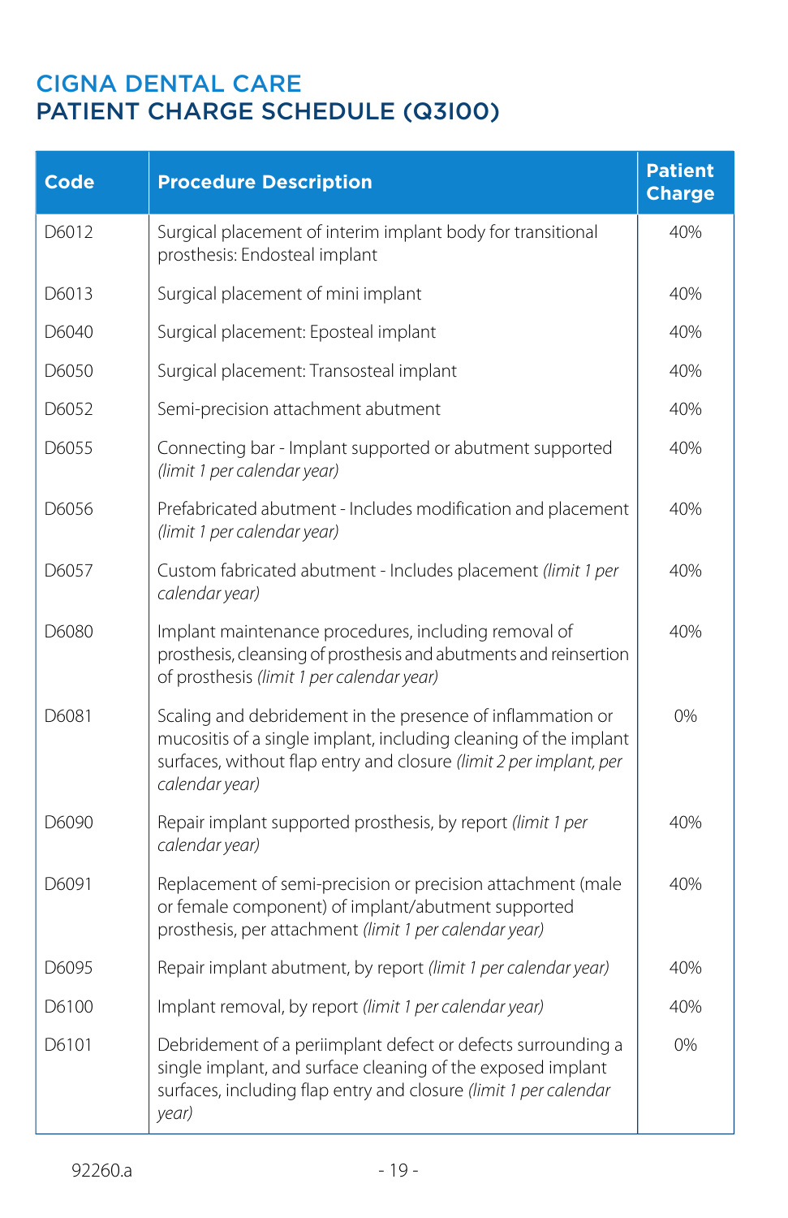# CIGNA DENTAL CARE
## PATIENT CHARGE SCHEDULE (Q3100)

| Code | Procedure Description | Patient Charge |
|---|---|---|
| D6012 | Surgical placement of interim implant body for transitional prosthesis: Endosteal implant | 40% |
| D6013 | Surgical placement of mini implant | 40% |
| D6040 | Surgical placement: Eposteal implant | 40% |
| D6050 | Surgical placement: Transosteal implant | 40% |
| D6052 | Semi-precision attachment abutment | 40% |
| D6055 | Connecting bar - Implant supported or abutment supported *(limit 1 per calendar year)* | 40% |
| D6056 | Prefabricated abutment - Includes modification and placement *(limit 1 per calendar year)* | 40% |
| D6057 | Custom fabricated abutment - Includes placement *(limit 1 per calendar year)* | 40% |
| D6080 | Implant maintenance procedures, including removal of prosthesis, cleansing of prosthesis and abutments and reinsertion of prosthesis *(limit 1 per calendar year)* | 40% |
| D6081 | Scaling and debridement in the presence of inflammation or mucositis of a single implant, including cleaning of the implant surfaces, without flap entry and closure *(limit 2 per implant, per calendar year)* | 0% |
| D6090 | Repair implant supported prosthesis, by report *(limit 1 per calendar year)* | 40% |
| D6091 | Replacement of semi-precision or precision attachment (male or female component) of implant/abutment supported prosthesis, per attachment *(limit 1 per calendar year)* | 40% |
| D6095 | Repair implant abutment, by report *(limit 1 per calendar year)* | 40% |
| D6100 | Implant removal, by report *(limit 1 per calendar year)* | 40% |
| D6101 | Debridement of a periimplant defect or defects surrounding a single implant, and surface cleaning of the exposed implant surfaces, including flap entry and closure *(limit 1 per calendar year)* | 0% |

92260.a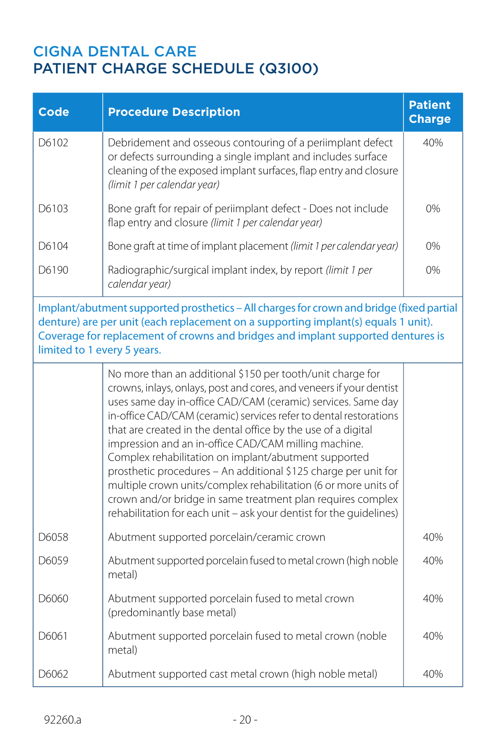# CIGNA DENTAL CARE
## PATIENT CHARGE SCHEDULE (Q3100)

| Code | Procedure Description | Patient Charge |
|---|---|---|
| D6102 | Debridement and osseous contouring of a periimplant defect or defects surrounding a single implant and includes surface cleaning of the exposed implant surfaces, flap entry and closure *(limit 1 per calendar year)* | 40% |
| D6103 | Bone graft for repair of periimplant defect - Does not include flap entry and closure *(limit 1 per calendar year)* | 0% |
| D6104 | Bone graft at time of implant placement *(limit 1 per calendar year)* | 0% |
| D6190 | Radiographic/surgical implant index, by report *(limit 1 per calendar year)* | 0% |
| Implant/abutment supported prosthetics – All charges for crown and bridge (fixed partial denture) are per unit (each replacement on a supporting implant(s) equals 1 unit). Coverage for replacement of crowns and bridges and implant supported dentures is limited to 1 every 5 years. | | |
| | No more than an additional $150 per tooth/unit charge for crowns, inlays, onlays, post and cores, and veneers if your dentist uses same day in-office CAD/CAM (ceramic) services. Same day in-office CAD/CAM (ceramic) services refer to dental restorations that are created in the dental office by the use of a digital impression and an in-office CAD/CAM milling machine. Complex rehabilitation on implant/abutment supported prosthetic procedures – An additional $125 charge per unit for multiple crown units/complex rehabilitation (6 or more units of crown and/or bridge in same treatment plan requires complex rehabilitation for each unit – ask your dentist for the guidelines) | |
| D6058 | Abutment supported porcelain/ceramic crown | 40% |
| D6059 | Abutment supported porcelain fused to metal crown (high noble metal) | 40% |
| D6060 | Abutment supported porcelain fused to metal crown (predominantly base metal) | 40% |
| D6061 | Abutment supported porcelain fused to metal crown (noble metal) | 40% |
| D6062 | Abutment supported cast metal crown (high noble metal) | 40% |

92260.a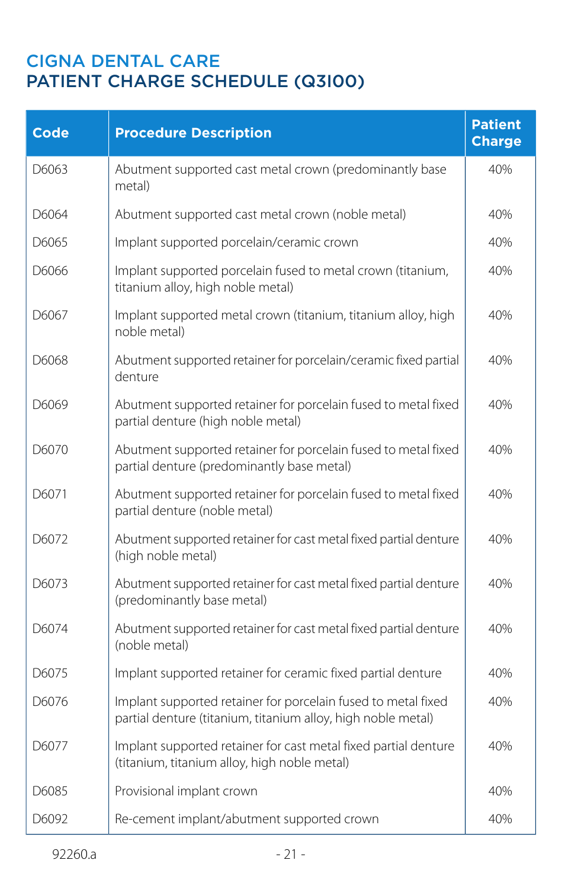# CIGNA DENTAL CARE
## PATIENT CHARGE SCHEDULE (Q3100)

| Code | Procedure Description | Patient Charge |
|---|---|---|
| D6063 | Abutment supported cast metal crown (predominantly base metal) | 40% |
| D6064 | Abutment supported cast metal crown (noble metal) | 40% |
| D6065 | Implant supported porcelain/ceramic crown | 40% |
| D6066 | Implant supported porcelain fused to metal crown (titanium, titanium alloy, high noble metal) | 40% |
| D6067 | Implant supported metal crown (titanium, titanium alloy, high noble metal) | 40% |
| D6068 | Abutment supported retainer for porcelain/ceramic fixed partial denture | 40% |
| D6069 | Abutment supported retainer for porcelain fused to metal fixed partial denture (high noble metal) | 40% |
| D6070 | Abutment supported retainer for porcelain fused to metal fixed partial denture (predominantly base metal) | 40% |
| D6071 | Abutment supported retainer for porcelain fused to metal fixed partial denture (noble metal) | 40% |
| D6072 | Abutment supported retainer for cast metal fixed partial denture (high noble metal) | 40% |
| D6073 | Abutment supported retainer for cast metal fixed partial denture (predominantly base metal) | 40% |
| D6074 | Abutment supported retainer for cast metal fixed partial denture (noble metal) | 40% |
| D6075 | Implant supported retainer for ceramic fixed partial denture | 40% |
| D6076 | Implant supported retainer for porcelain fused to metal fixed partial denture (titanium, titanium alloy, high noble metal) | 40% |
| D6077 | Implant supported retainer for cast metal fixed partial denture (titanium, titanium alloy, high noble metal) | 40% |
| D6085 | Provisional implant crown | 40% |
| D6092 | Re-cement implant/abutment supported crown | 40% |

92260.a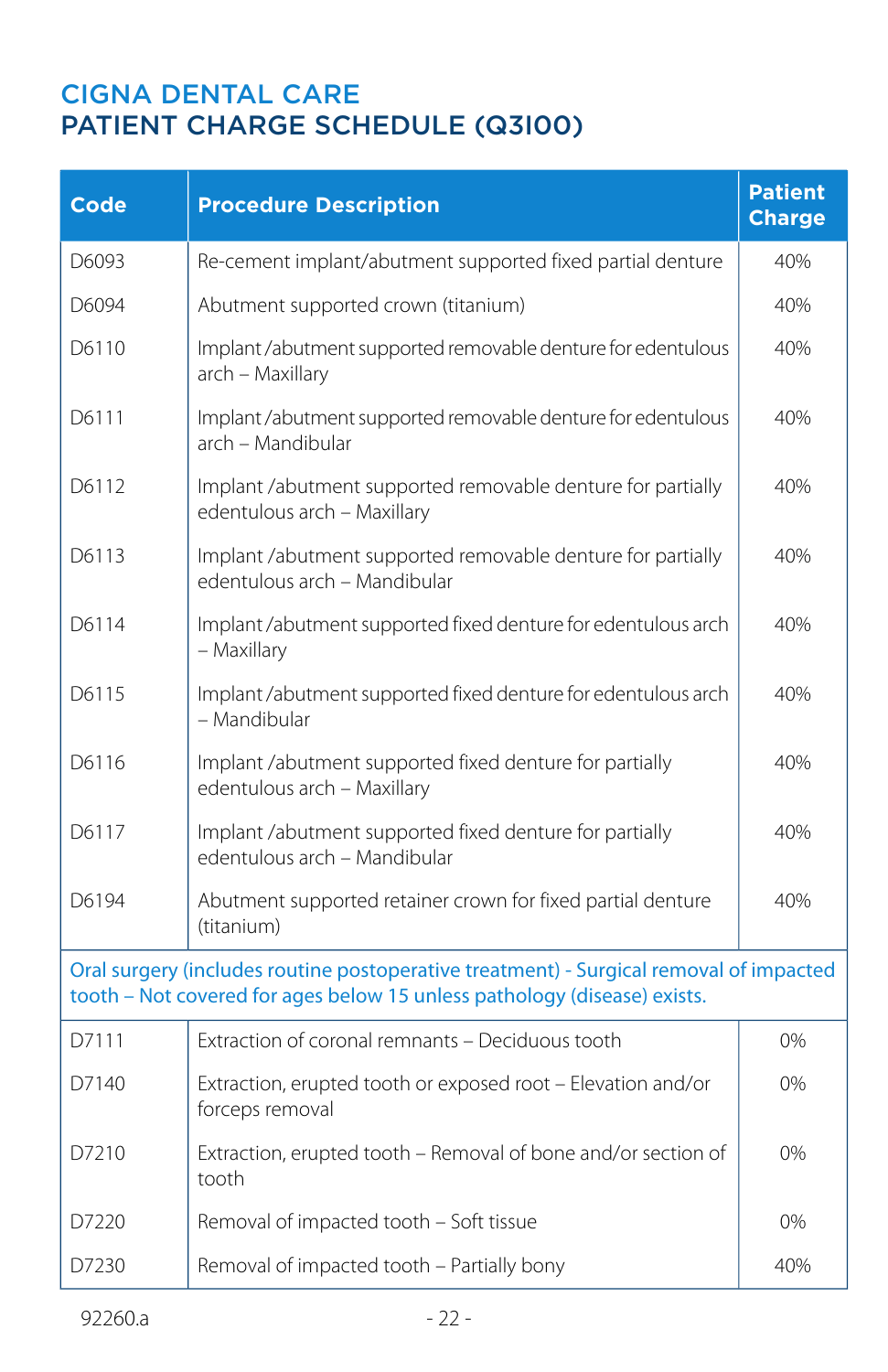# CIGNA DENTAL CARE
## PATIENT CHARGE SCHEDULE (Q3100)

| Code | Procedure Description | Patient Charge |
|---|---|---|
| D6093 | Re-cement implant/abutment supported fixed partial denture | 40% |
| D6094 | Abutment supported crown (titanium) | 40% |
| D6110 | Implant /abutment supported removable denture for edentulous arch – Maxillary | 40% |
| D6111 | Implant /abutment supported removable denture for edentulous arch – Mandibular | 40% |
| D6112 | Implant /abutment supported removable denture for partially edentulous arch – Maxillary | 40% |
| D6113 | Implant /abutment supported removable denture for partially edentulous arch – Mandibular | 40% |
| D6114 | Implant /abutment supported fixed denture for edentulous arch – Maxillary | 40% |
| D6115 | Implant /abutment supported fixed denture for edentulous arch – Mandibular | 40% |
| D6116 | Implant /abutment supported fixed denture for partially edentulous arch – Maxillary | 40% |
| D6117 | Implant /abutment supported fixed denture for partially edentulous arch – Mandibular | 40% |
| D6194 | Abutment supported retainer crown for fixed partial denture (titanium) | 40% |
| Oral surgery (includes routine postoperative treatment) - Surgical removal of impacted tooth – Not covered for ages below 15 unless pathology (disease) exists. | | |
| D7111 | Extraction of coronal remnants – Deciduous tooth | 0% |
| D7140 | Extraction, erupted tooth or exposed root – Elevation and/or forceps removal | 0% |
| D7210 | Extraction, erupted tooth – Removal of bone and/or section of tooth | 0% |
| D7220 | Removal of impacted tooth – Soft tissue | 0% |
| D7230 | Removal of impacted tooth – Partially bony | 40% |

92260.a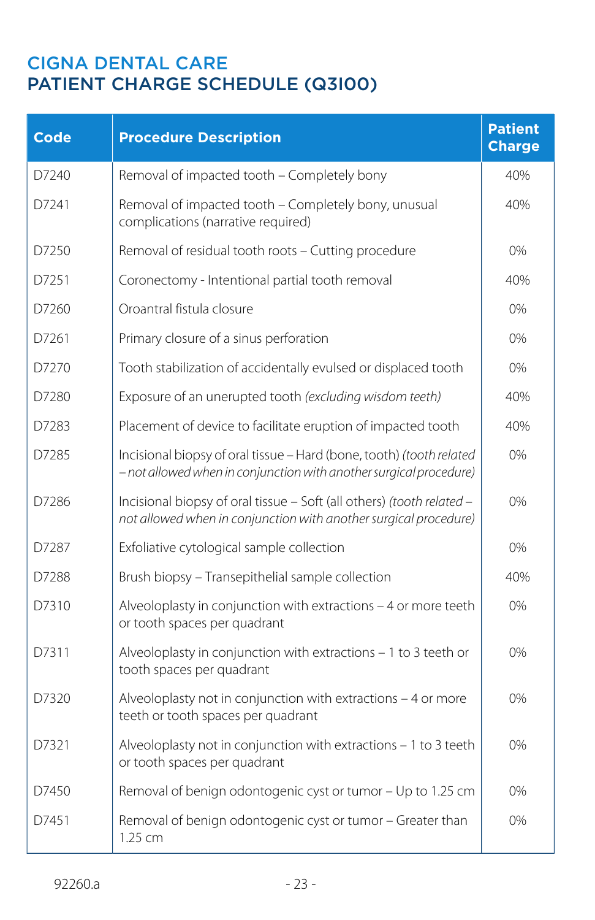# CIGNA DENTAL CARE
## PATIENT CHARGE SCHEDULE (Q3100)

| Code | Procedure Description | Patient Charge |
|---|---|---|
| D7240 | Removal of impacted tooth – Completely bony | 40% |
| D7241 | Removal of impacted tooth – Completely bony, unusual complications (narrative required) | 40% |
| D7250 | Removal of residual tooth roots – Cutting procedure | 0% |
| D7251 | Coronectomy - Intentional partial tooth removal | 40% |
| D7260 | Oroantral fistula closure | 0% |
| D7261 | Primary closure of a sinus perforation | 0% |
| D7270 | Tooth stabilization of accidentally evulsed or displaced tooth | 0% |
| D7280 | Exposure of an unerupted tooth *(excluding wisdom teeth)* | 40% |
| D7283 | Placement of device to facilitate eruption of impacted tooth | 40% |
| D7285 | Incisional biopsy of oral tissue – Hard (bone, tooth) *(tooth related – not allowed when in conjunction with another surgical procedure)* | 0% |
| D7286 | Incisional biopsy of oral tissue – Soft (all others) *(tooth related – not allowed when in conjunction with another surgical procedure)* | 0% |
| D7287 | Exfoliative cytological sample collection | 0% |
| D7288 | Brush biopsy – Transepithelial sample collection | 40% |
| D7310 | Alveoloplasty in conjunction with extractions – 4 or more teeth or tooth spaces per quadrant | 0% |
| D7311 | Alveoloplasty in conjunction with extractions – 1 to 3 teeth or tooth spaces per quadrant | 0% |
| D7320 | Alveoloplasty not in conjunction with extractions – 4 or more teeth or tooth spaces per quadrant | 0% |
| D7321 | Alveoloplasty not in conjunction with extractions – 1 to 3 teeth or tooth spaces per quadrant | 0% |
| D7450 | Removal of benign odontogenic cyst or tumor – Up to 1.25 cm | 0% |
| D7451 | Removal of benign odontogenic cyst or tumor – Greater than 1.25 cm | 0% |

92260.a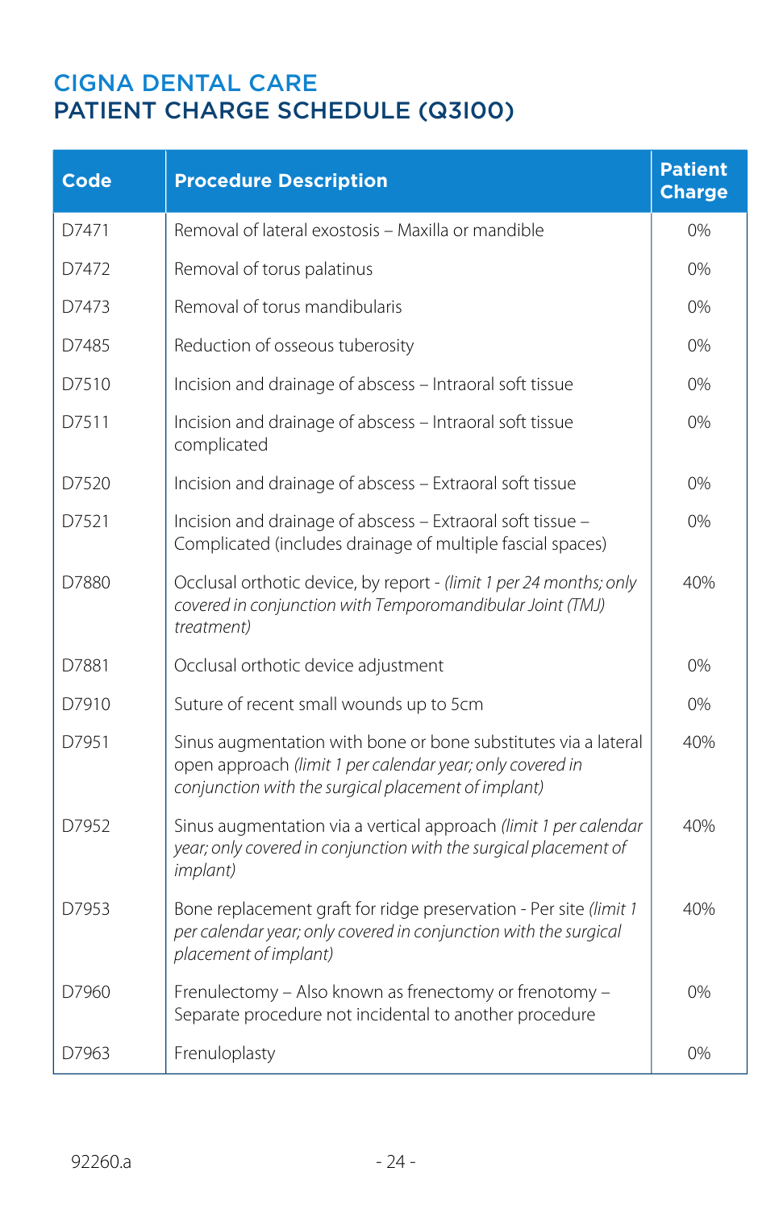# CIGNA DENTAL CARE
## PATIENT CHARGE SCHEDULE (Q3I00)

| Code | Procedure Description | Patient Charge |
|---|---|---|
| D7471 | Removal of lateral exostosis – Maxilla or mandible | 0% |
| D7472 | Removal of torus palatinus | 0% |
| D7473 | Removal of torus mandibularis | 0% |
| D7485 | Reduction of osseous tuberosity | 0% |
| D7510 | Incision and drainage of abscess – Intraoral soft tissue | 0% |
| D7511 | Incision and drainage of abscess – Intraoral soft tissue complicated | 0% |
| D7520 | Incision and drainage of abscess – Extraoral soft tissue | 0% |
| D7521 | Incision and drainage of abscess – Extraoral soft tissue – Complicated (includes drainage of multiple fascial spaces) | 0% |
| D7880 | Occlusal orthotic device, by report - *(limit 1 per 24 months; only covered in conjunction with Temporomandibular Joint (TMJ) treatment)* | 40% |
| D7881 | Occlusal orthotic device adjustment | 0% |
| D7910 | Suture of recent small wounds up to 5cm | 0% |
| D7951 | Sinus augmentation with bone or bone substitutes via a lateral open approach *(limit 1 per calendar year; only covered in conjunction with the surgical placement of implant)* | 40% |
| D7952 | Sinus augmentation via a vertical approach *(limit 1 per calendar year; only covered in conjunction with the surgical placement of implant)* | 40% |
| D7953 | Bone replacement graft for ridge preservation - Per site *(limit 1 per calendar year; only covered in conjunction with the surgical placement of implant)* | 40% |
| D7960 | Frenulectomy – Also known as frenectomy or frenotomy – Separate procedure not incidental to another procedure | 0% |
| D7963 | Frenuloplasty | 0% |

92260.a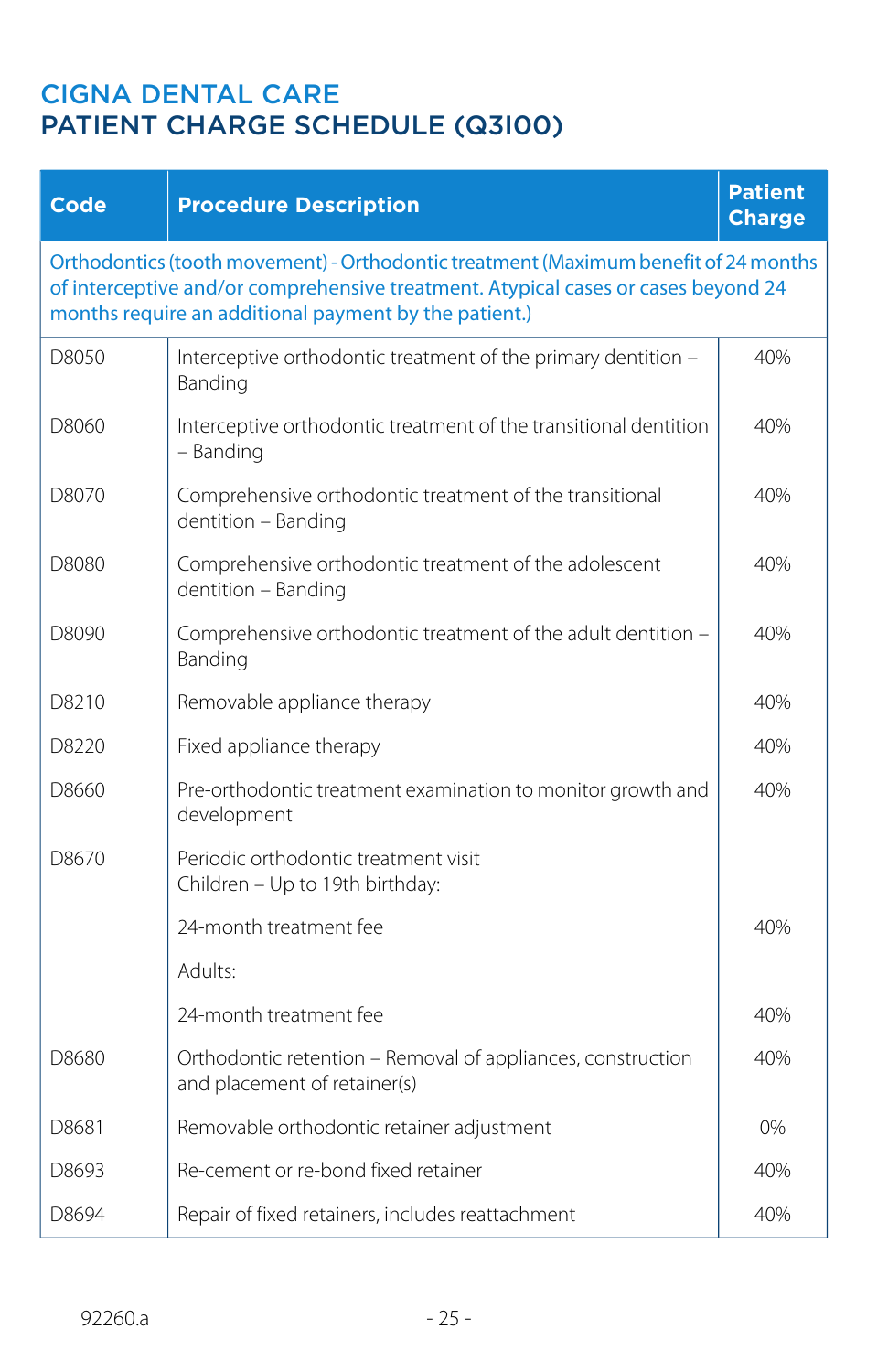# CIGNA DENTAL CARE
## PATIENT CHARGE SCHEDULE (Q3100)

| Code | Procedure Description | Patient Charge |
|---|---|---|
| Orthodontics (tooth movement) - Orthodontic treatment (Maximum benefit of 24 months of interceptive and/or comprehensive treatment. Atypical cases or cases beyond 24 months require an additional payment by the patient.) | | |
| D8050 | Interceptive orthodontic treatment of the primary dentition – Banding | 40% |
| D8060 | Interceptive orthodontic treatment of the transitional dentition – Banding | 40% |
| D8070 | Comprehensive orthodontic treatment of the transitional dentition – Banding | 40% |
| D8080 | Comprehensive orthodontic treatment of the adolescent dentition – Banding | 40% |
| D8090 | Comprehensive orthodontic treatment of the adult dentition – Banding | 40% |
| D8210 | Removable appliance therapy | 40% |
| D8220 | Fixed appliance therapy | 40% |
| D8660 | Pre-orthodontic treatment examination to monitor growth and development | 40% |
| D8670 | Periodic orthodontic treatment visit<br>Children – Up to 19th birthday: | |
| | 24-month treatment fee | 40% |
| | Adults: | |
| | 24-month treatment fee | 40% |
| D8680 | Orthodontic retention – Removal of appliances, construction and placement of retainer(s) | 40% |
| D8681 | Removable orthodontic retainer adjustment | 0% |
| D8693 | Re-cement or re-bond fixed retainer | 40% |
| D8694 | Repair of fixed retainers, includes reattachment | 40% |

92260.a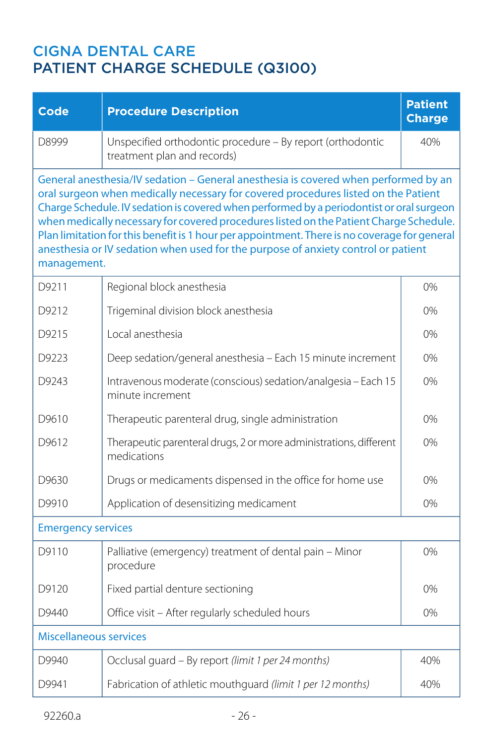# CIGNA DENTAL CARE
## PATIENT CHARGE SCHEDULE (Q3100)

| Code | Procedure Description | Patient Charge |
|---|---|---|
| D8999 | Unspecified orthodontic procedure – By report (orthodontic treatment plan and records) | 40% |
| General anesthesia/IV sedation – General anesthesia is covered when performed by an oral surgeon when medically necessary for covered procedures listed on the Patient Charge Schedule. IV sedation is covered when performed by a periodontist or oral surgeon when medically necessary for covered procedures listed on the Patient Charge Schedule. Plan limitation for this benefit is 1 hour per appointment. There is no coverage for general anesthesia or IV sedation when used for the purpose of anxiety control or patient management. | | |
| D9211 | Regional block anesthesia | 0% |
| D9212 | Trigeminal division block anesthesia | 0% |
| D9215 | Local anesthesia | 0% |
| D9223 | Deep sedation/general anesthesia – Each 15 minute increment | 0% |
| D9243 | Intravenous moderate (conscious) sedation/analgesia – Each 15 minute increment | 0% |
| D9610 | Therapeutic parenteral drug, single administration | 0% |
| D9612 | Therapeutic parenteral drugs, 2 or more administrations, different medications | 0% |
| D9630 | Drugs or medicaments dispensed in the office for home use | 0% |
| D9910 | Application of desensitizing medicament | 0% |
| Emergency services | | |
| D9110 | Palliative (emergency) treatment of dental pain – Minor procedure | 0% |
| D9120 | Fixed partial denture sectioning | 0% |
| D9440 | Office visit – After regularly scheduled hours | 0% |
| Miscellaneous services | | |
| D9940 | Occlusal guard – By report *(limit 1 per 24 months)* | 40% |
| D9941 | Fabrication of athletic mouthguard *(limit 1 per 12 months)* | 40% |

92260.a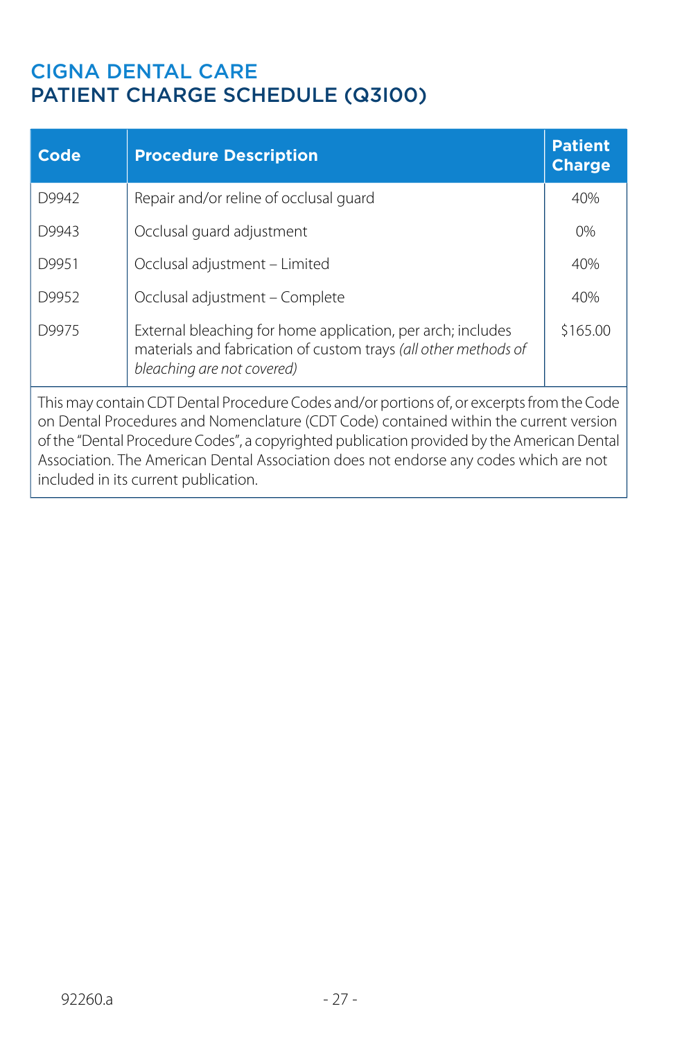# CIGNA DENTAL CARE
## PATIENT CHARGE SCHEDULE (Q3100)

| Code | Procedure Description | Patient Charge |
|---|---|---|
| D9942 | Repair and/or reline of occlusal guard | 40% |
| D9943 | Occlusal guard adjustment | 0% |
| D9951 | Occlusal adjustment – Limited | 40% |
| D9952 | Occlusal adjustment – Complete | 40% |
| D9975 | External bleaching for home application, per arch; includes materials and fabrication of custom trays *(all other methods of bleaching are not covered)* | $165.00 |

This may contain CDT Dental Procedure Codes and/or portions of, or excerpts from the Code on Dental Procedures and Nomenclature (CDT Code) contained within the current version of the "Dental Procedure Codes", a copyrighted publication provided by the American Dental Association. The American Dental Association does not endorse any codes which are not included in its current publication.

92260.a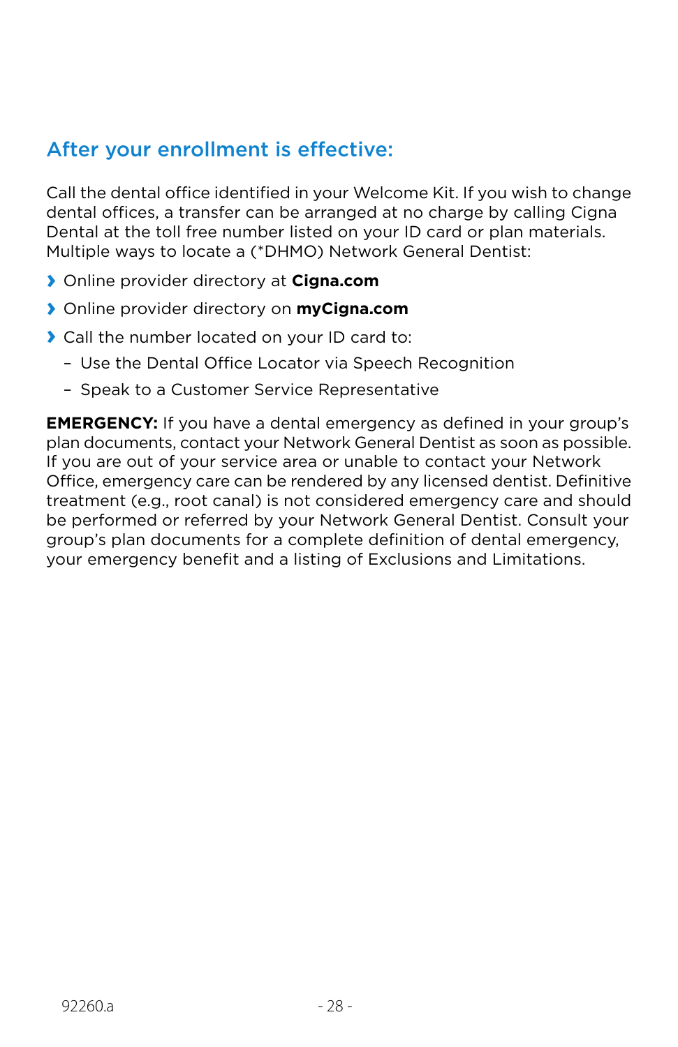## After your enrollment is effective:

Call the dental office identified in your Welcome Kit. If you wish to change dental offices, a transfer can be arranged at no charge by calling Cigna Dental at the toll free number listed on your ID card or plan materials. Multiple ways to locate a (*DHMO) Network General Dentist:

- Online provider directory at **Cigna.com**
- Online provider directory on **myCigna.com**
- Call the number located on your ID card to:
  - Use the Dental Office Locator via Speech Recognition
  - Speak to a Customer Service Representative

**EMERGENCY:** If you have a dental emergency as defined in your group's plan documents, contact your Network General Dentist as soon as possible. If you are out of your service area or unable to contact your Network Office, emergency care can be rendered by any licensed dentist. Definitive treatment (e.g., root canal) is not considered emergency care and should be performed or referred by your Network General Dentist. Consult your group's plan documents for a complete definition of dental emergency, your emergency benefit and a listing of Exclusions and Limitations.

92260.a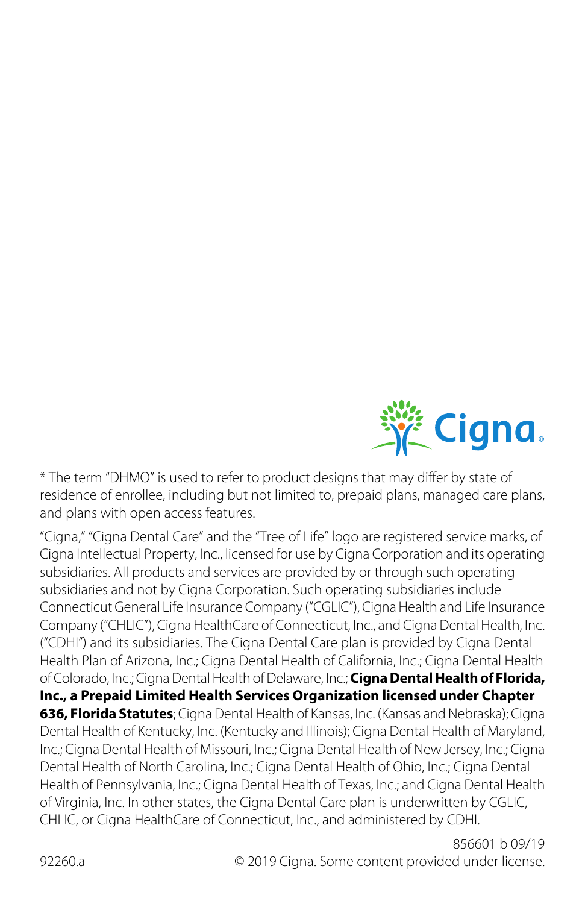\* The term "DHMO" is used to refer to product designs that may differ by state of residence of enrollee, including but not limited to, prepaid plans, managed care plans, and plans with open access features.

"Cigna," "Cigna Dental Care" and the "Tree of Life" logo are registered service marks, of Cigna Intellectual Property, Inc., licensed for use by Cigna Corporation and its operating subsidiaries. All products and services are provided by or through such operating subsidiaries and not by Cigna Corporation. Such operating subsidiaries include Connecticut General Life Insurance Company ("CGLIC"), Cigna Health and Life Insurance Company ("CHLIC"), Cigna HealthCare of Connecticut, Inc., and Cigna Dental Health, Inc. ("CDHI") and its subsidiaries. The Cigna Dental Care plan is provided by Cigna Dental Health Plan of Arizona, Inc.; Cigna Dental Health of California, Inc.; Cigna Dental Health of Colorado, Inc.; Cigna Dental Health of Delaware, Inc.; **Cigna Dental Health of Florida, Inc., a Prepaid Limited Health Services Organization licensed under Chapter 636, Florida Statutes**; Cigna Dental Health of Kansas, Inc. (Kansas and Nebraska); Cigna Dental Health of Kentucky, Inc. (Kentucky and Illinois); Cigna Dental Health of Maryland, Inc.; Cigna Dental Health of Missouri, Inc.; Cigna Dental Health of New Jersey, Inc.; Cigna Dental Health of North Carolina, Inc.; Cigna Dental Health of Ohio, Inc.; Cigna Dental Health of Pennsylvania, Inc.; Cigna Dental Health of Texas, Inc.; and Cigna Dental Health of Virginia, Inc. In other states, the Cigna Dental Care plan is underwritten by CGLIC, CHLIC, or Cigna HealthCare of Connecticut, Inc., and administered by CDHI.

856601 b 09/19

92260.a

© 2019 Cigna. Some content provided under license.